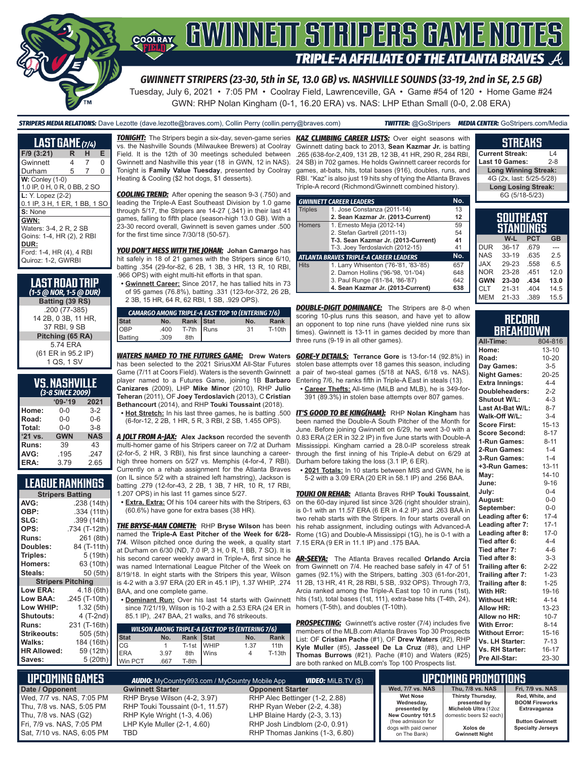# GWINNETT STRIPERS GAME NOTES

## TRIPLE-A AFFILIATE OF THE ATLANTA BRAVES

### GWINNETT STRIPERS (23-30, 5th in SE, 13.0 GB) vs. NASHVILLE SOUNDS (33-19, 2nd in SE, 2.5 GB)

Tuesday, July 6, 2021 • 7:05 PM • Coolray Field, Lawrenceville, GA • Game #54 of 120 • Home Game #24

GWN: RHP Nolan Kingham (0-1, 16.20 ERA) vs. NAS: LHP Ethan Small (0-0, 2.08 ERA)

***STRIPERS MEDIA RELATIONS:*** Dave Lezotte (dave.lezotte@braves.com), Collin Perry (collin.perry@braves.com) ***TWITTER:*** @GoStripers ***MEDIA CENTER:*** GoStripers.com/Media

## LAST GAME (7/4)

| F/9 (3:21) | R | H | E |
|---|---|---|---|
| Gwinnett | 4 | 7 | 0 |
| Durham | 5 | 7 | 0 |

**W:** Conley (1-0)
1.0 IP, 0 H, 0 R, 0 BB, 2 SO

**L:** Y. Lopez (2-2)
0.1 IP, 3 H, 1 ER, 1 BB, 1 SO

**S:** None

**GWN:**
Waters: 3-4, 2 R, 2 SB
Goins: 1-4, HR (2), 2 RBI

**DUR:**
Ford: 1-4, HR (4), 4 RBI
Quiroz: 1-2, GWRBI

## LAST ROAD TRIP
*(1-5 @ NOR, 1-5 @ DUR)*

**Batting (39 RS)**
.200 (77-385)
14 2B, 0 3B, 11 HR,
37 RBI, 9 SB

**Pitching (65 RA)**
5.74 ERA
(61 ER in 95.2 IP)
1 QS, 1 SV

## VS. NASHVILLE
*(3-8 SINCE 2009)*

| | '09-'19 | 2021 |
|---|---|---|
| Home: | 0-0 | 3-2 |
| Road: | 0-0 | 0-6 |
| Total: | 0-0 | 3-8 |
| '21 vs. | GWN | NAS |
| Runs: | 39 | 43 |
| AVG: | .195 | .247 |
| ERA: | 3.79 | 2.65 |

## LEAGUE RANKINGS

| Stripers Batting | |
|---|---|
| AVG: | .238 (14th) |
| OBP: | .334 (11th) |
| SLG: | .399 (14th) |
| OPS: | .734 (T-12th) |
| Runs: | 261 (8th) |
| Doubles: | 84 (T-11th) |
| Triples: | 5 (19th) |
| Homers: | 63 (10th) |
| Steals: | 50 (5th) |
| **Stripers Pitching** | |
| Low ERA: | 4.18 (6th) |
| Low BAA: | .245 (T-10th) |
| Low WHIP: | 1.32 (5th) |
| Shutouts: | 4 (T-2nd) |
| Runs: | 231 (T-16th) |
| Strikeouts: | 505 (5th) |
| Walks: | 184 (16th) |
| HR Allowed: | 59 (12th) |
| Saves: | 5 (20th) |

***TONIGHT:*** The Stripers begin a six-day, seven-game series vs. the Nashville Sounds (Milwaukee Brewers) at Coolray Field. It is the 12th of 30 meetings scheduled between Gwinnett and Nashville this year (18 in GWN, 12 in NAS). Tonight is **Family Value Tuesday**, presented by Coolray Heating & Cooling ($2 hot dogs, $1 desserts).

***COOLING TREND:*** After opening the season 9-3 (.750) and leading the Triple-A East Southeast Division by 1.0 game through 5/17, the Stripers are 14-27 (.341) in their last 41 games, falling to fifth place (season-high 13.0 GB). With a 23-30 record overall, Gwinnett is seven games under .500 for the first time since 7/30/18 (50-57).

***YOU DON'T MESS WITH THE JOHAN:*** **Johan Camargo** has hit safely in 18 of 21 games with the Stripers since 6/10, batting .354 (29-for-82, 6 2B, 1 3B, 3 HR, 13 R, 10 RBI, .966 OPS) with eight multi-hit efforts in that span.

- **Gwinnett Career:** Since 2017, he has tallied hits in 73 of 95 games (76.8%), batting .331 (123-for-372, 26 2B, 2 3B, 15 HR, 64 R, 62 RBI, 1 SB, .929 OPS).

| CAMARGO AMONG TRIPLE-A EAST TOP 10 (ENTERING 7/6) | | | | | |
|---|---|---|---|---|---|
| Stat | No. | Rank | Stat | No. | Rank |
| OBP | .400 | T-7th | Runs | 31 | T-10th |
| Batting | .309 | 8th | | | |

***WATERS NAMED TO THE FUTURES GAME:*** **Drew Waters** has been selected to the 2021 SiriusXM All-Star Futures Game (7/11 at Coors Field). Waters is the seventh Gwinnett player named to a Futures Game, joining 1B **Barbaro Canizares** (2009), LHP **Mike Minor** (2010), RHP **Julio Teheran** (2011), OF **Joey Terdoslavich** (2013), C **Cristian Bethancourt** (2014), and RHP **Touki Toussaint** (2018).

- **Hot Stretch:** In his last three games, he is batting .500 (6-for-12, 2 2B, 1 HR, 5 R, 3 RBI, 2 SB, 1.455 OPS).

***A JOLT FROM A-JAX:*** **Alex Jackson** recorded the seventh multi-homer game of his Stripers career on 7/2 at Durham (2-for-5, 2 HR, 3 RBI), his first since launching a career-high three homers on 5/27 vs. Memphis (4-for-4, 7 RBI). Currently on a rehab assignment for the Atlanta Braves (on IL since 5/2 with a strained left hamstring), Jackson is batting .279 (12-for-43, 2 2B, 1 3B, 7 HR, 10 R, 17 RBI, 1.207 OPS) in his last 11 games since 5/27.

- **Extra, Extra:** Of his 104 career hits with the Stripers, 63 (60.6%) have gone for extra bases (38 HR).

***THE BRYSE-MAN COMETH:*** RHP **Bryse Wilson** has been named the **Triple-A East Pitcher of the Week for 6/28-7/4**. Wilson pitched once during the week, a quality start at Durham on 6/30 (ND, 7.0 IP, 3 H, 0 R, 1 BB, 7 SO). It is his second career weekly award in Triple-A, first since he was named International League Pitcher of the Week on 8/19/18. In eight starts with the Stripers this year, Wilson is 4-2 with a 3.97 ERA (20 ER in 45.1 IP), 1.37 WHIP, .274 BAA, and one complete game.

- **Dominant Run:** Over his last 14 starts with Gwinnett since 7/21/19, Wilson is 10-2 with a 2.53 ERA (24 ER in 85.1 IP), .247 BAA, 21 walks, and 76 strikeouts.

| WILSON AMONG TRIPLE-A EAST TOP 15 (ENTERING 7/6) | | | | | |
|---|---|---|---|---|---|
| Stat | No. | Rank | Stat | No. | Rank |
| CG | 1 | T-1st | WHIP | 1.37 | 11th |
| ERA | 3.97 | 8th | Wins | 4 | T-13th |
| Win PCT | .667 | T-8th | | | |

***KAZ CLIMBING CAREER LISTS:*** Over eight seasons with Gwinnett dating back to 2013, **Sean Kazmar Jr.** is batting .265 (638-for-2,409, 131 2B, 12 3B, 41 HR, 290 R, 284 RBI, 24 SB) in 702 games. He holds Gwinnett career records for games, at-bats, hits, total bases (916), doubles, runs, and RBI. "Kaz" is also just 19 hits shy of tying the Atlanta Braves Triple-A record (Richmond/Gwinnett combined history).

| GWINNETT CAREER LEADERS | | No. |
|---|---|---|
| Triples | 1. Jose Constanza (2011-14) | 13 |
| | **2. Sean Kazmar Jr. (2013-Current)** | **12** |
| Homers | 1. Ernesto Mejia (2012-14) | 59 |
| | 2. Stefan Gartrell (2011-13) | 54 |
| | **T-3. Sean Kazmar Jr. (2013-Current)** | **41** |
| | T-3. Joey Terdoslavich (2012-15) | 41 |
| **ATLANTA BRAVES TRIPLE-A CAREER LEADERS** | | **No.** |
| Hits | 1. Larry Whisenton ('76-'81, '83-'85) | 657 |
| | 2. Damon Hollins ('96-'98, '01-'04) | 648 |
| | 3. Paul Runge ('81-'84, '86-'87) | 642 |
| | **4. Sean Kazmar Jr. (2013-Current)** | **638** |

***DOUBLE-DIGIT DOMINANCE:*** The Stripers are 8-0 when scoring 10-plus runs this season, and have yet to allow an opponent to top nine runs (have yielded nine runs six times). Gwinnett is 13-11 in games decided by more than three runs (9-19 in all other games).

***GORE-Y DETAILS:*** **Terrance Gore** is 13-for-14 (92.8%) in stolen base attempts over 18 games this season, including a pair of two-steal games (5/18 at NAS, 6/18 vs. NAS). Entering 7/6, he ranks fifth in Triple-A East in steals (13).

- **Career Thefts:** All-time (MiLB and MLB), he is 349-for-391 (89.3%) in stolen base attempts over 807 games.

***IT'S GOOD TO BE KING(HAM):*** RHP **Nolan Kingham** has been named the Double-A South Pitcher of the Month for June. Before joining Gwinnett on 6/29, he went 3-0 with a 0.83 ERA (2 ER in 32.2 IP) in five June starts with Double-A Mississippi. Kingham carried a 28.0-IP scoreless streak through the first inning of his Triple-A debut on 6/29 at Durham before taking the loss (3.1 IP, 6 ER).

- **2021 Totals:** In 10 starts between MIS and GWN, he is 5-2 with a 3.09 ERA (20 ER in 58.1 IP) and .256 BAA.

***TOUKI ON REHAB:*** Atlanta Braves RHP **Touki Toussaint**, on the 60-day injured list since 3/26 (right shoulder strain), is 0-1 with an 11.57 ERA (6 ER in 4.2 IP) and .263 BAA in two rehab starts with the Stripers. In four starts overall on his rehab assignment, including outings with Advanced-A Rome (1G) and Double-A Mississippi (1G), he is 0-1 with a 7.15 ERA (9 ER in 11.1 IP) and .175 BAA.

***AR-SEEYA:*** The Atlanta Braves recalled **Orlando Arcia** from Gwinnett on 7/4. He reached base safely in 47 of 51 games (92.1%) with the Stripers, batting .303 (61-for-201, 11 2B, 13 HR, 41 R, 28 RBI, 5 SB, .932 OPS). Through 7/3, Arcia ranked among the Triple-A East top 10 in runs (1st), hits (1st), total bases (1st, 111), extra-base hits (T-4th, 24), homers (T-5th), and doubles (T-10th).

***PROSPECTING:*** Gwinnett's active roster (7/4) includes five members of the MLB.com Atlanta Braves Top 30 Prospects List: OF **Cristian Pache** (#1), OF **Drew Waters** (#2), RHP **Kyle Muller** (#5), **Jasseel De La Cruz** (#8), and LHP **Thomas Burrows** (#21). Pache (#10) and Waters (#25) are both ranked on MLB.com's Top 100 Prospects list.

## STREAKS

| | |
|---|---|
| Current Streak: | L4 |
| Last 10 Games: | 2-8 |
| **Long Winning Streak:** | |
| 4G (2x, last: 5/25-5/28) | |
| **Long Losing Streak:** | |
| 6G (5/18-5/23) | |

## SOUTHEAST STANDINGS

| | W-L | PCT | GB |
|---|---|---|---|
| DUR | 36-17 | .679 | --- |
| NAS | 33-19 | .635 | 2.5 |
| JAX | 29-23 | .558 | 6.5 |
| NOR | 23-28 | .451 | 12.0 |
| **GWN** | **23-30** | **.434** | **13.0** |
| CLT | 21-31 | .404 | 14.5 |
| MEM | 21-33 | .389 | 15.5 |

## RECORD BREAKDOWN

| | |
|---|---|
| All-Time: | 804-816 |
| Home: | 13-10 |
| Road: | 10-20 |
| Day Games: | 3-5 |
| Night Games: | 20-25 |
| Extra Innings: | 4-4 |
| Doubleheaders: | 2-2 |
| Shutout W/L: | 4-3 |
| Last At-Bat W/L: | 8-7 |
| Walk-Off W/L: | 3-4 |
| Score First: | 15-13 |
| Score Second: | 8-17 |
| 1-Run Games: | 8-11 |
| 2-Run Games: | 1-4 |
| 3-Run Games: | 1-4 |
| +3-Run Games: | 13-11 |
| May: | 14-10 |
| June: | 9-16 |
| July: | 0-4 |
| August: | 0-0 |
| September: | 0-0 |
| Leading after 6: | 17-4 |
| Leading after 7: | 17-1 |
| Leading after 8: | 17-0 |
| Tied after 6: | 4-4 |
| Tied after 7: | 4-6 |
| Tied after 8: | 3-3 |
| Trailing after 6: | 2-22 |
| Trailing after 7: | 1-23 |
| Trailing after 8: | 1-25 |
| With HR: | 19-16 |
| Without HR: | 4-14 |
| Allow HR: | 13-23 |
| Allow no HR: | 10-7 |
| With Error: | 8-14 |
| Without Error: | 15-16 |
| Vs. LH Starter: | 7-13 |
| Vs. RH Starter: | 16-17 |
| Pre All-Star: | 23-30 |

## UPCOMING GAMES

**AUDIO:** MyCountry993.com / MyCountry Mobile App **VIDEO:** MiLB.TV ($)

| Date / Opponent | Gwinnett Starter | Opponent Starter |
|---|---|---|
| Wed, 7/7 vs. NAS, 7:05 PM | RHP Bryse Wilson (4-2, 3.97) | RHP Alec Bettinger (1-2, 2.88) |
| Thu, 7/8 vs. NAS, 5:05 PM | RHP Touki Toussaint (0-1, 11.57) | RHP Ryan Weber (2-2, 4.38) |
| Thu, 7/8 vs. NAS (G2) | RHP Kyle Wright (1-3, 4.06) | LHP Blaine Hardy (2-3, 3.13) |
| Fri, 7/9 vs. NAS, 7:05 PM | LHP Kyle Muller (2-1, 4.60) | RHP Josh Lindblom (2-0, 0.91) |
| Sat, 7/10 vs. NAS, 6:05 PM | TBD | RHP Thomas Jankins (1-3, 6.80) |

## UPCOMING PROMOTIONS

| Wed, 7/7 vs. NAS | Thu, 7/8 vs. NAS | Fri, 7/9 vs. NAS |
|---|---|---|
| Wet Nose Wednesday, presented by New Country 101.5 (free admission for dogs with paid owner on The Bank) | Thirsty Thursday, presented by Michelob Ultra (12oz domestic beers $2 each) | Red, White, and BOOM Fireworks Extravaganza |
| | Xolos de Gwinnett Night | Button Gwinnett Specialty Jerseys |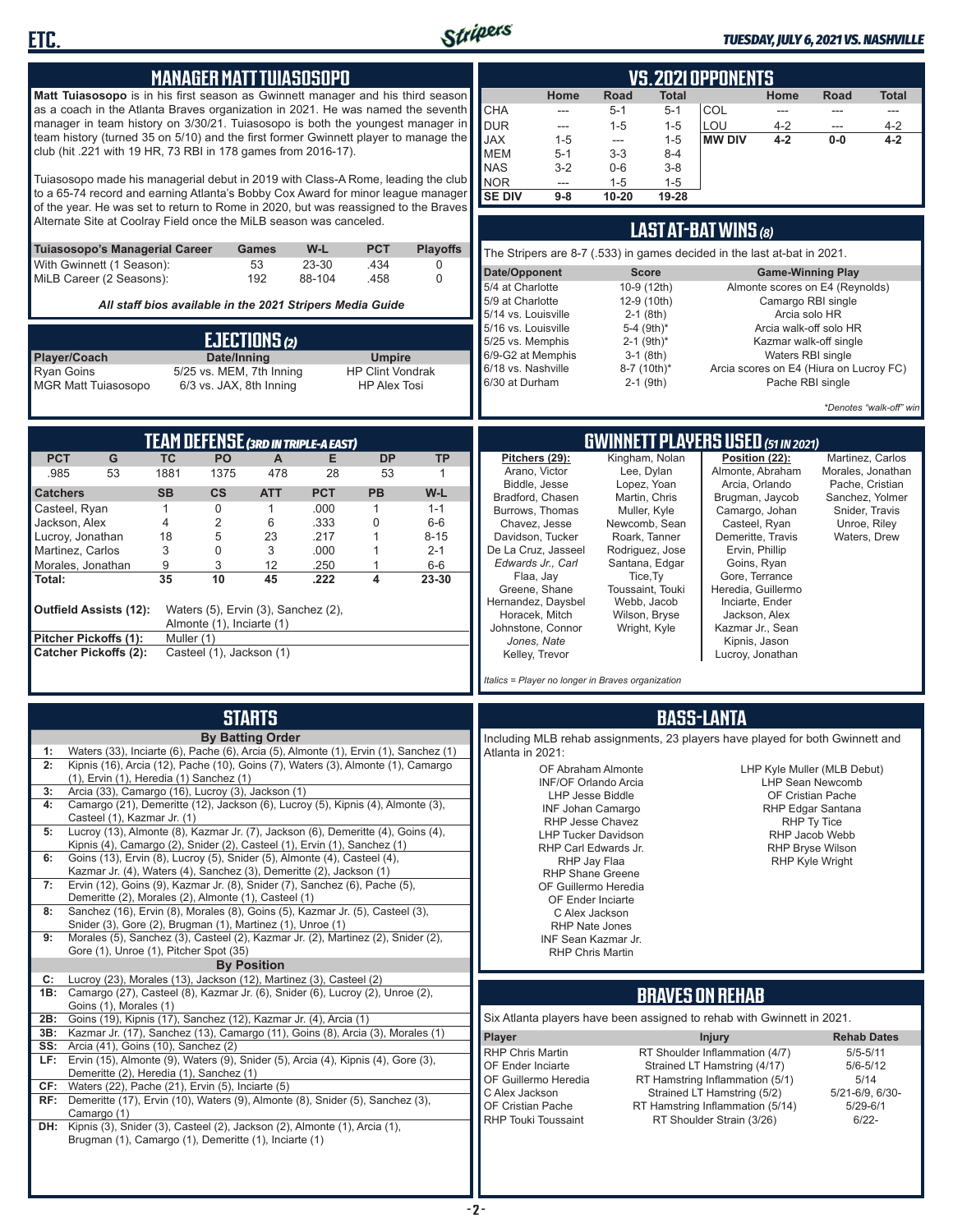## MANAGER MATT TUIASOSOPO

**Matt Tuiasosopo** is in his first season as Gwinnett manager and his third season as a coach in the Atlanta Braves organization in 2021. He was named the seventh manager in team history on 3/30/21. Tuiasosopo is both the youngest manager in team history (turned 35 on 5/10) and the first former Gwinnett player to manage the club (hit .221 with 19 HR, 73 RBI in 178 games from 2016-17).

Tuiasosopo made his managerial debut in 2019 with Class-A Rome, leading the club to a 65-74 record and earning Atlanta's Bobby Cox Award for minor league manager of the year. He was set to return to Rome in 2020, but was reassigned to the Braves Alternate Site at Coolray Field once the MiLB season was canceled.

| Tuiasosopo's Managerial Career | Games | W-L | PCT | Playoffs |
|---|---|---|---|---|
| With Gwinnett (1 Season): | 53 | 23-30 | .434 | 0 |
| MiLB Career (2 Seasons): | 192 | 88-104 | .458 | 0 |

*All staff bios available in the 2021 Stripers Media Guide*

## EJECTIONS (2)

| Player/Coach | Date/Inning | Umpire |
|---|---|---|
| Ryan Goins | 5/25 vs. MEM, 7th Inning | HP Clint Vondrak |
| MGR Matt Tuiasosopo | 6/3 vs. JAX, 8th Inning | HP Alex Tosi |

## VS. 2021 OPPONENTS

| | Home | Road | Total | | Home | Road | Total |
|---|---|---|---|---|---|---|---|
| CHA | --- | 5-1 | 5-1 | COL | --- | --- | --- |
| DUR | --- | 1-5 | 1-5 | LOU | 4-2 | --- | 4-2 |
| JAX | 1-5 | --- | 1-5 | **MW DIV** | **4-2** | **0-0** | **4-2** |
| MEM | 5-1 | 3-3 | 8-4 | | | | |
| NAS | 3-2 | 0-6 | 3-8 | | | | |
| NOR | --- | 1-5 | 1-5 | | | | |
| **SE DIV** | **9-8** | **10-20** | **19-28** | | | | |

## LAST AT-BAT WINS (8)

The Stripers are 8-7 (.533) in games decided in the last at-bat in 2021.

| Date/Opponent | Score | Game-Winning Play |
|---|---|---|
| 5/4 at Charlotte | 10-9 (12th) | Almonte scores on E4 (Reynolds) |
| 5/9 at Charlotte | 12-9 (10th) | Camargo RBI single |
| 5/14 vs. Louisville | 2-1 (8th) | Arcia solo HR |
| 5/16 vs. Louisville | 5-4 (9th)* | Arcia walk-off solo HR |
| 5/25 vs. Memphis | 2-1 (9th)* | Kazmar walk-off single |
| 6/9-G2 at Memphis | 3-1 (8th) | Waters RBI single |
| 6/18 vs. Nashville | 8-7 (10th)* | Arcia scores on E4 (Hiura on Lucroy FC) |
| 6/30 at Durham | 2-1 (9th) | Pache RBI single |

*\*Denotes "walk-off" win*

## TEAM DEFENSE (3RD IN TRIPLE-A EAST)

| PCT | G | TC | PO | A | E | DP | TP |
|---|---|---|---|---|---|---|---|
| .985 | 53 | 1881 | 1375 | 478 | 28 | 53 | 1 |

| Catchers | SB | CS | ATT | PCT | PB | W-L |
|---|---|---|---|---|---|---|
| Casteel, Ryan | 1 | 0 | 1 | .000 | 1 | 1-1 |
| Jackson, Alex | 4 | 2 | 6 | .333 | 0 | 6-6 |
| Lucroy, Jonathan | 18 | 5 | 23 | .217 | 1 | 8-15 |
| Martinez, Carlos | 3 | 0 | 3 | .000 | 1 | 2-1 |
| Morales, Jonathan | 9 | 3 | 12 | .250 | 1 | 6-6 |
| **Total:** | **35** | **10** | **45** | **.222** | **4** | **23-30** |

**Outfield Assists (12):** Waters (5), Ervin (3), Sanchez (2), Almonte (1), Inciarte (1)
**Pitcher Pickoffs (1):** Muller (1)
**Catcher Pickoffs (2):** Casteel (1), Jackson (1)

## GWINNETT PLAYERS USED (51 IN 2021)

**Pitchers (29):** Arano, Victor; Biddle, Jesse; Bradford, Chasen; Burrows, Thomas; Chavez, Jesse; Davidson, Tucker; De La Cruz, Jasseel; *Edwards Jr., Carl*; Flaa, Jay; Greene, Shane; Hernandez, Daysbel; Horacek, Mitch; Johnstone, Connor; *Jones, Nate*; Kelley, Trevor; Kingham, Nolan; Lee, Dylan; Lopez, Yoan; Martin, Chris; Muller, Kyle; Newcomb, Sean; Roark, Tanner; Rodriguez, Jose; Santana, Edgar; Tice, Ty; Toussaint, Touki; Webb, Jacob; Wilson, Bryse; Wright, Kyle

**Position (22):** Almonte, Abraham; Arcia, Orlando; Brugman, Jaycob; Camargo, Johan; Casteel, Ryan; Demeritte, Travis; Ervin, Phillip; Goins, Ryan; Gore, Terrance; Heredia, Guillermo; Inciarte, Ender; Jackson, Alex; Kazmar Jr., Sean; Kipnis, Jason; Lucroy, Jonathan; Martinez, Carlos; Morales, Jonathan; Pache, Cristian; Sanchez, Yolmer; Snider, Travis; Unroe, Riley; Waters, Drew

*Italics = Player no longer in Braves organization*

## STARTS

**By Batting Order**

| | |
|---|---|
| 1: | Waters (33), Inciarte (6), Pache (6), Arcia (5), Almonte (1), Ervin (1), Sanchez (1) |
| 2: | Kipnis (16), Arcia (12), Pache (10), Goins (7), Waters (3), Almonte (1), Camargo (1), Ervin (1), Heredia (1) Sanchez (1) |
| 3: | Arcia (33), Camargo (16), Lucroy (3), Jackson (1) |
| 4: | Camargo (21), Demeritte (12), Jackson (6), Lucroy (5), Kipnis (4), Almonte (3), Casteel (1), Kazmar Jr. (1) |
| 5: | Lucroy (13), Almonte (8), Kazmar Jr. (7), Jackson (6), Demeritte (4), Goins (4), Kipnis (4), Camargo (2), Snider (2), Casteel (1), Ervin (1), Sanchez (1) |
| 6: | Goins (13), Ervin (8), Lucroy (5), Snider (5), Almonte (4), Casteel (4), Kazmar Jr. (4), Waters (4), Sanchez (3), Demeritte (2), Jackson (1) |
| 7: | Ervin (12), Goins (9), Kazmar Jr. (8), Snider (7), Sanchez (6), Pache (5), Demeritte (2), Morales (2), Almonte (1), Casteel (1) |
| 8: | Sanchez (16), Ervin (8), Morales (8), Goins (5), Kazmar Jr. (5), Casteel (3), Snider (3), Gore (2), Brugman (1), Martinez (1), Unroe (1) |
| 9: | Morales (5), Sanchez (3), Casteel (2), Kazmar Jr. (2), Martinez (2), Snider (2), Gore (1), Unroe (1), Pitcher Spot (35) |

**By Position**

| | |
|---|---|
| C: | Lucroy (23), Morales (13), Jackson (12), Martinez (3), Casteel (2) |
| 1B: | Camargo (27), Casteel (8), Kazmar Jr. (6), Snider (6), Lucroy (2), Unroe (2), Goins (1), Morales (1) |
| 2B: | Goins (19), Kipnis (17), Sanchez (12), Kazmar Jr. (4), Arcia (1) |
| 3B: | Kazmar Jr. (17), Sanchez (13), Camargo (11), Goins (8), Arcia (3), Morales (1) |
| SS: | Arcia (41), Goins (10), Sanchez (2) |
| LF: | Ervin (15), Almonte (9), Waters (9), Snider (5), Arcia (4), Kipnis (4), Gore (3), Demeritte (2), Heredia (1), Sanchez (1) |
| CF: | Waters (22), Pache (21), Ervin (5), Inciarte (5) |
| RF: | Demeritte (17), Ervin (10), Waters (9), Almonte (8), Snider (5), Sanchez (3), Camargo (1) |
| DH: | Kipnis (3), Snider (3), Casteel (2), Jackson (2), Almonte (1), Arcia (1), Brugman (1), Camargo (1), Demeritte (1), Inciarte (1) |

## BASS-LANTA

Including MLB rehab assignments, 23 players have played for both Gwinnett and Atlanta in 2021:

OF Abraham Almonte
INF/OF Orlando Arcia
LHP Jesse Biddle
INF Johan Camargo
RHP Jesse Chavez
LHP Tucker Davidson
RHP Carl Edwards Jr.
RHP Jay Flaa
RHP Shane Greene
OF Guillermo Heredia
OF Ender Inciarte
C Alex Jackson
RHP Nate Jones
INF Sean Kazmar Jr.
RHP Chris Martin
LHP Kyle Muller (MLB Debut)
LHP Sean Newcomb
OF Cristian Pache
RHP Edgar Santana
RHP Ty Tice
RHP Jacob Webb
RHP Bryse Wilson
RHP Kyle Wright

## BRAVES ON REHAB

Six Atlanta players have been assigned to rehab with Gwinnett in 2021.

| Player | Injury | Rehab Dates |
|---|---|---|
| RHP Chris Martin | RT Shoulder Inflammation (4/7) | 5/5-5/11 |
| OF Ender Inciarte | Strained LT Hamstring (4/17) | 5/6-5/12 |
| OF Guillermo Heredia | RT Hamstring Inflammation (5/1) | 5/14 |
| C Alex Jackson | Strained LT Hamstring (5/2) | 5/21-6/9, 6/30- |
| OF Cristian Pache | RT Hamstring Inflammation (5/14) | 5/29-6/1 |
| RHP Touki Toussaint | RT Shoulder Strain (3/26) | 6/22- |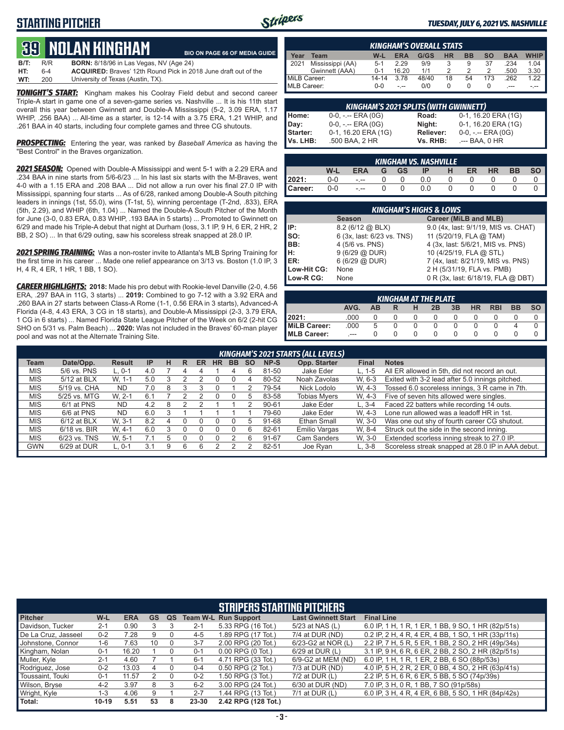## STARTING PITCHER

# 39 NOLAN KINGHAM

BIO ON PAGE 66 OF MEDIA GUIDE

**B/T:** R/R **BORN:** 8/18/96 in Las Vegas, NV (Age 24)
**HT:** 6-4 **ACQUIRED:** Braves' 12th Round Pick in 2018 June draft out of the
**WT:** 200 University of Texas (Austin, TX).

***TONIGHT'S START:*** Kingham makes his Coolray Field debut and second career Triple-A start in game one of a seven-game series vs. Nashville ... It is his 11th start overall this year between Gwinnett and Double-A Mississippi (5-2, 3.09 ERA, 1.17 WHIP, .256 BAA) ... All-time as a starter, is 12-14 with a 3.75 ERA, 1.21 WHIP, and .261 BAA in 40 starts, including four complete games and three CG shutouts.

***PROSPECTING:*** Entering the year, was ranked by *Baseball America* as having the "Best Control" in the Braves organization.

***2021 SEASON:*** Opened with Double-A Mississippi and went 5-1 with a 2.29 ERA and .234 BAA in nine starts from 5/6-6/23 ... In his last six starts with the M-Braves, went 4-0 with a 1.15 ERA and .208 BAA ... Did not allow a run over his final 27.0 IP with Mississippi, spanning four starts ... As of 6/28, ranked among Double-A South pitching leaders in innings (1st, 55.0), wins (T-1st, 5), winning percentage (T-2nd, .833), ERA (5th, 2.29), and WHIP (6th, 1.04) ... Named the Double-A South Pitcher of the Month for June (3-0, 0.83 ERA, 0.83 WHIP, .193 BAA in 5 starts) ... Promoted to Gwinnett on 6/29 and made his Triple-A debut that night at Durham (loss, 3.1 IP, 9 H, 6 ER, 2 HR, 2 BB, 2 SO) ... In that 6/29 outing, saw his scoreless streak snapped at 28.0 IP.

***2021 SPRING TRAINING:*** Was a non-roster invite to Atlanta's MLB Spring Training for the first time in his career ... Made one relief appearance on 3/13 vs. Boston (1.0 IP, 3 H, 4 R, 4 ER, 1 HR, 1 BB, 1 SO).

***CAREER HIGHLIGHTS:*** **2018:** Made his pro debut with Rookie-level Danville (2-0, 4.56 ERA, .297 BAA in 11G, 3 starts) ... **2019:** Combined to go 7-12 with a 3.92 ERA and .260 BAA in 27 starts between Class-A Rome (1-1, 0.56 ERA in 3 starts), Advanced-A Florida (4-8, 4.43 ERA, 3 CG in 18 starts), and Double-A Mississippi (2-3, 3.79 ERA, 1 CG in 6 starts) ... Named Florida State League Pitcher of the Week on 6/2 (2-hit CG SHO on 5/31 vs. Palm Beach) ... **2020:** Was not included in the Braves' 60-man player pool and was not at the Alternate Training Site.

### KINGHAM'S OVERALL STATS

| Year | Team | W-L | ERA | G/GS | HR | BB | SO | BAA | WHIP |
|---|---|---|---|---|---|---|---|---|---|
| 2021 | Mississippi (AA) | 5-1 | 2.29 | 9/9 | 3 | 9 | 37 | .234 | 1.04 |
| | Gwinnett (AAA) | 0-1 | 16.20 | 1/1 | 2 | 2 | 2 | .500 | 3.30 |
| MiLB Career: | | 14-14 | 3.78 | 48/40 | 18 | 54 | 173 | .262 | 1.22 |
| MLB Career: | | 0-0 | -.-- | 0/0 | 0 | 0 | 0 | .--- | -.-- |

### KINGHAM'S 2021 SPLITS (WITH GWINNETT)

| | | | |
|---|---|---|---|
| Home: | 0-0, -.-- ERA (0G) | Road: | 0-1, 16.20 ERA (1G) |
| Day: | 0-0, -.-- ERA (0G) | Night: | 0-1, 16.20 ERA (1G) |
| Starter: | 0-1, 16.20 ERA (1G) | Reliever: | 0-0, -.-- ERA (0G) |
| Vs. LHB: | .500 BAA, 2 HR | Vs. RHB: | .--- BAA, 0 HR |

### KINGHAM VS. NASHVILLE

| | W-L | ERA | G | GS | IP | H | ER | HR | BB | SO |
|---|---|---|---|---|---|---|---|---|---|---|
| 2021: | 0-0 | -.-- | 0 | 0 | 0.0 | 0 | 0 | 0 | 0 | 0 |
| Career: | 0-0 | -.-- | 0 | 0 | 0.0 | 0 | 0 | 0 | 0 | 0 |

### KINGHAM'S HIGHS & LOWS

| | Season | Career (MiLB and MLB) |
|---|---|---|
| IP: | 8.2 (6/12 @ BLX) | 9.0 (4x, last: 9/1/19, MIS vs. CHAT) |
| SO: | 6 (3x, last: 6/23 vs. TNS) | 11 (5/20/19, FLA @ TAM) |
| BB: | 4 (5/6 vs. PNS) | 4 (3x, last: 5/6/21, MIS vs. PNS) |
| H: | 9 (6/29 @ DUR) | 10 (4/25/19, FLA @ STL) |
| ER: | 6 (6/29 @ DUR) | 7 (4x, last: 8/21/19, MIS vs. PNS) |
| Low-Hit CG: | None | 2 H (5/31/19, FLA vs. PMB) |
| Low-R CG: | None | 0 R (3x, last: 6/18/19, FLA @ DBT) |

### KINGHAM AT THE PLATE

| | AVG. | AB | R | H | 2B | 3B | HR | RBI | BB | SO |
|---|---|---|---|---|---|---|---|---|---|---|
| 2021: | .000 | 0 | 0 | 0 | 0 | 0 | 0 | 0 | 0 | 0 |
| MiLB Career: | .000 | 5 | 0 | 0 | 0 | 0 | 0 | 0 | 4 | 0 |
| MLB Career: | .--- | 0 | 0 | 0 | 0 | 0 | 0 | 0 | 0 | 0 |

### KINGHAM'S 2021 STARTS (ALL LEVELS)

| Team | Date/Opp. | Result | IP | H | R | ER | HR | BB | SO | NP-S | Opp. Starter | Final | Notes |
|---|---|---|---|---|---|---|---|---|---|---|---|---|---|
| MIS | 5/6 vs. PNS | L, 0-1 | 4.0 | 7 | 4 | 4 | 1 | 4 | 6 | 81-50 | Jake Eder | L, 1-5 | All ER allowed in 5th, did not record an out. |
| MIS | 5/12 at BLX | W, 1-1 | 5.0 | 3 | 2 | 2 | 0 | 0 | 4 | 80-52 | Noah Zavolas | W, 6-3 | Exited with 3-2 lead after 5.0 innings pitched. |
| MIS | 5/19 vs. CHA | ND | 7.0 | 8 | 3 | 3 | 0 | 1 | 2 | 79-54 | Nick Lodolo | W, 4-3 | Tossed 6.0 scoreless innings, 3 R came in 7th. |
| MIS | 5/25 vs. MTG | W, 2-1 | 6.1 | 7 | 2 | 2 | 0 | 0 | 5 | 83-58 | Tobias Myers | W, 4-3 | Five of seven hits allowed were singles. |
| MIS | 6/1 at PNS | ND | 4.2 | 8 | 2 | 2 | 1 | 1 | 2 | 90-61 | Jake Eder | L, 3-4 | Faced 22 batters while recording 14 outs. |
| MIS | 6/6 at PNS | ND | 6.0 | 3 | 1 | 1 | 1 | 1 | 1 | 79-60 | Jake Eder | W, 4-3 | Lone run allowed was a leadoff HR in 1st. |
| MIS | 6/12 at BLX | W, 3-1 | 8.2 | 4 | 0 | 0 | 0 | 0 | 5 | 91-68 | Ethan Small | W, 3-0 | Was one out shy of fourth career CG shutout. |
| MIS | 6/18 vs. BIR | W, 4-1 | 6.0 | 3 | 0 | 0 | 0 | 0 | 6 | 82-61 | Emilio Vargas | W, 8-4 | Struck out the side in the second inning. |
| MIS | 6/23 vs. TNS | W, 5-1 | 7.1 | 5 | 0 | 0 | 0 | 2 | 6 | 91-67 | Cam Sanders | W, 3-0 | Extended scorless inning streak to 27.0 IP. |
| GWN | 6/29 at DUR | L, 0-1 | 3.1 | 9 | 6 | 6 | 2 | 2 | 2 | 82-51 | Joe Ryan | L, 3-8 | Scoreless streak snapped at 28.0 IP in AAA debut. |

## STRIPERS STARTING PITCHERS

| Pitcher | W-L | ERA | GS | QS | Team W-L | Run Support | Last Gwinnett Start | Final Line |
|---|---|---|---|---|---|---|---|---|
| Davidson, Tucker | 2-1 | 0.90 | 3 | 3 | 2-1 | 5.33 RPG (16 Tot.) | 5/23 at NAS (L) | 6.0 IP, 1 H, 1 R, 1 ER, 1 BB, 9 SO, 1 HR (82p/51s) |
| De La Cruz, Jasseel | 0-2 | 7.28 | 9 | 0 | 4-5 | 1.89 RPG (17 Tot.) | 7/4 at DUR (ND) | 0.2 IP, 2 H, 4 R, 4 ER, 4 BB, 1 SO, 1 HR (33p/11s) |
| Johnstone, Connor | 1-6 | 7.63 | 10 | 0 | 3-7 | 2.00 RPG (20 Tot.) | 6/23-G2 at NOR (L) | 2.2 IP, 7 H, 5 R, 5 ER, 1 BB, 2 SO, 2 HR (49p/34s) |
| Kingham, Nolan | 0-1 | 16.20 | 1 | 0 | 0-1 | 0.00 RPG (0 Tot.) | 6/29 at DUR (L) | 3.1 IP, 9 H, 6 R, 6 ER, 2 BB, 2 SO, 2 HR (82p/51s) |
| Muller, Kyle | 2-1 | 4.60 | 7 | 1 | 6-1 | 4.71 RPG (33 Tot.) | 6/9-G2 at MEM (ND) | 6.0 IP, 1 H, 1 R, 1 ER, 2 BB, 6 SO (88p/53s) |
| Rodriguez, Jose | 0-2 | 13.03 | 4 | 0 | 0-4 | 0.50 RPG (2 Tot.) | 7/3 at DUR (ND) | 4.0 IP, 5 H, 2 R, 2 ER, 0 BB, 4 SO, 2 HR (63p/41s) |
| Toussaint, Touki | 0-1 | 11.57 | 2 | 0 | 0-2 | 1.50 RPG (3 Tot.) | 7/2 at DUR (L) | 2.2 IP, 5 H, 6 R, 6 ER, 5 BB, 5 SO (74p/39s) |
| Wilson, Bryse | 4-2 | 3.97 | 8 | 3 | 6-2 | 3.00 RPG (24 Tot.) | 6/30 at DUR (ND) | 7.0 IP, 3 H, 0 R, 1 BB, 7 SO (91p/58s) |
| Wright, Kyle | 1-3 | 4.06 | 9 | 1 | 2-7 | 1.44 RPG (13 Tot.) | 7/1 at DUR (L) | 6.0 IP, 3 H, 4 R, 4 ER, 6 BB, 5 SO, 1 HR (84p/42s) |
| Total: | 10-19 | 5.51 | 53 | 8 | 23-30 | 2.42 RPG (128 Tot.) | | |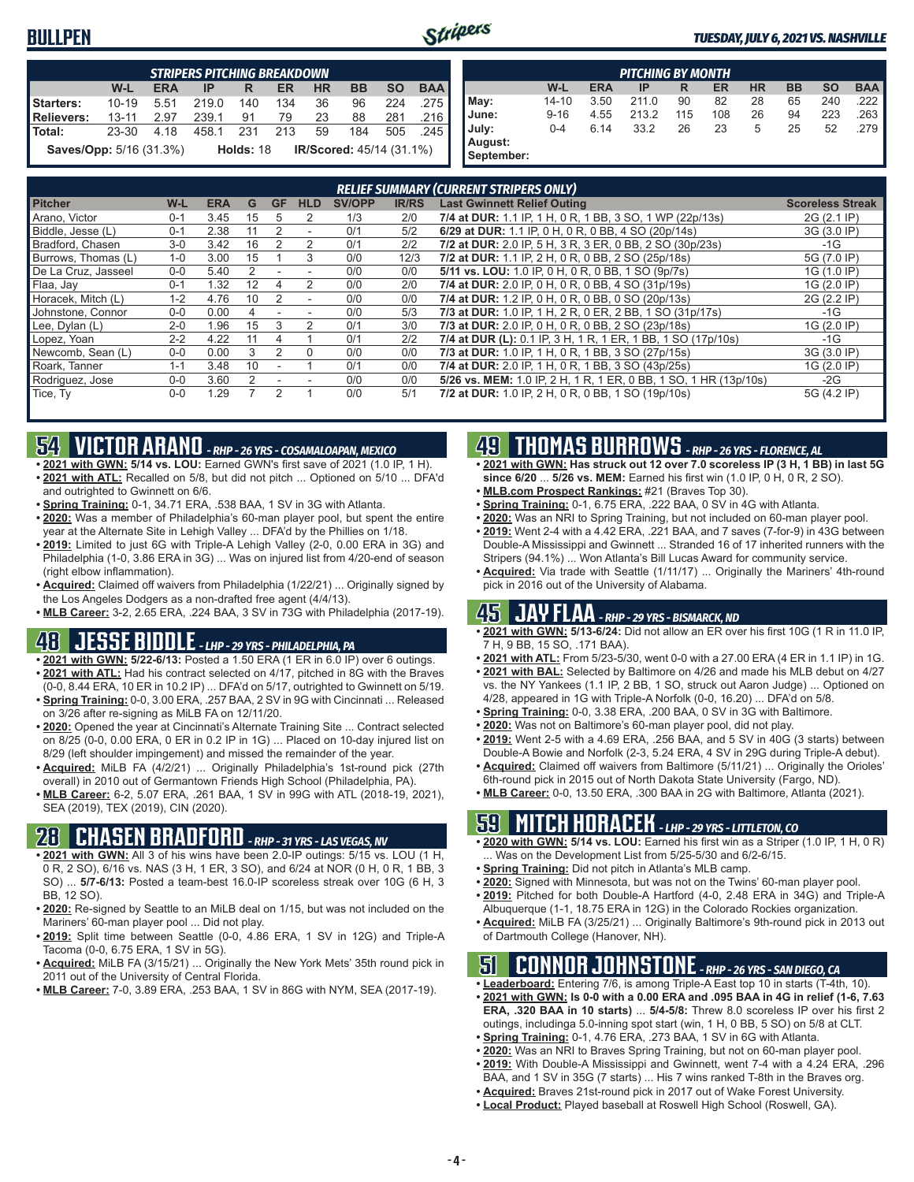# BULLPEN

**TUESDAY, JULY 6, 2021 VS. NASHVILLE**

| STRIPERS PITCHING BREAKDOWN | W-L | ERA | IP | R | ER | HR | BB | SO | BAA |
|---|---|---|---|---|---|---|---|---|---|
| **Starters:** | 10-19 | 5.51 | 219.0 | 140 | 134 | 36 | 96 | 224 | .275 |
| **Relievers:** | 13-11 | 2.97 | 239.1 | 91 | 79 | 23 | 88 | 281 | .216 |
| **Total:** | 23-30 | 4.18 | 458.1 | 231 | 213 | 59 | 184 | 505 | .245 |

**Saves/Opp:** 5/16 (31.3%) **Holds:** 18 **IR/Scored:** 45/14 (31.1%)

| PITCHING BY MONTH | W-L | ERA | IP | R | ER | HR | BB | SO | BAA |
|---|---|---|---|---|---|---|---|---|---|
| **May:** | 14-10 | 3.50 | 211.0 | 90 | 82 | 28 | 65 | 240 | .222 |
| **June:** | 9-16 | 4.55 | 213.2 | 115 | 108 | 26 | 94 | 223 | .263 |
| **July:** | 0-4 | 6.14 | 33.2 | 26 | 23 | 5 | 25 | 52 | .279 |
| **August:** | | | | | | | | | |
| **September:** | | | | | | | | | |

## RELIEF SUMMARY (CURRENT STRIPERS ONLY)

| Pitcher | W-L | ERA | G | GF | HLD | SV/OPP | IR/RS | Last Gwinnett Relief Outing | Scoreless Streak |
|---|---|---|---|---|---|---|---|---|---|
| Arano, Victor | 0-1 | 3.45 | 15 | 5 | 2 | 1/3 | 2/0 | **7/4 at DUR:** 1.1 IP, 1 H, 0 R, 1 BB, 3 SO, 1 WP (22p/13s) | 2G (2.1 IP) |
| Biddle, Jesse (L) | 0-1 | 2.38 | 11 | 2 | - | 0/1 | 5/2 | **6/29 at DUR:** 1.1 IP, 0 H, 0 R, 0 BB, 4 SO (20p/14s) | 3G (3.0 IP) |
| Bradford, Chasen | 3-0 | 3.42 | 16 | 2 | 2 | 0/1 | 2/2 | **7/2 at DUR:** 2.0 IP, 5 H, 3 R, 3 ER, 0 BB, 2 SO (30p/23s) | -1G |
| Burrows, Thomas (L) | 1-0 | 3.00 | 15 | 1 | 3 | 0/0 | 12/3 | **7/2 at DUR:** 1.1 IP, 2 H, 0 R, 0 BB, 2 SO (25p/18s) | 5G (7.0 IP) |
| De La Cruz, Jasseel | 0-0 | 5.40 | 2 | - | - | 0/0 | 0/0 | **5/11 vs. LOU:** 1.0 IP, 0 H, 0 R, 0 BB, 1 SO (9p/7s) | 1G (1.0 IP) |
| Flaa, Jay | 0-1 | 1.32 | 12 | 4 | 2 | 0/0 | 2/0 | **7/4 at DUR:** 2.0 IP, 0 H, 0 R, 0 BB, 4 SO (31p/19s) | 1G (2.0 IP) |
| Horacek, Mitch (L) | 1-2 | 4.76 | 10 | 2 | - | 0/0 | 0/0 | **7/4 at DUR:** 1.2 IP, 0 H, 0 R, 0 BB, 0 SO (20p/13s) | 2G (2.2 IP) |
| Johnstone, Connor | 0-0 | 0.00 | 4 | - | - | 0/0 | 5/3 | **7/3 at DUR:** 1.0 IP, 1 H, 2 R, 0 ER, 2 BB, 1 SO (31p/17s) | -1G |
| Lee, Dylan (L) | 2-0 | 1.96 | 15 | 3 | 2 | 0/1 | 3/0 | **7/3 at DUR:** 2.0 IP, 0 H, 0 R, 0 BB, 2 SO (23p/18s) | 1G (2.0 IP) |
| Lopez, Yoan | 2-2 | 4.22 | 11 | 4 | 1 | 0/1 | 2/2 | **7/4 at DUR (L):** 0.1 IP, 3 H, 1 R, 1 ER, 1 BB, 1 SO (17p/10s) | -1G |
| Newcomb, Sean (L) | 0-0 | 0.00 | 3 | 2 | 0 | 0/0 | 0/0 | **7/3 at DUR:** 1.0 IP, 1 H, 0 R, 1 BB, 3 SO (27p/15s) | 3G (3.0 IP) |
| Roark, Tanner | 1-1 | 3.48 | 10 | - | 1 | 0/1 | 0/0 | **7/4 at DUR:** 2.0 IP, 1 H, 0 R, 1 BB, 3 SO (43p/25s) | 1G (2.0 IP) |
| Rodriguez, Jose | 0-0 | 3.60 | 2 | - | - | 0/0 | 0/0 | **5/26 vs. MEM:** 1.0 IP, 2 H, 1 R, 1 ER, 0 BB, 1 SO, 1 HR (13p/10s) | -2G |
| Tice, Ty | 0-0 | 1.29 | 7 | 2 | 1 | 0/0 | 5/1 | **7/2 at DUR:** 1.0 IP, 2 H, 0 R, 0 BB, 1 SO (19p/10s) | 5G (4.2 IP) |

## 54 VICTOR ARANO - RHP - 26 YRS - COSAMALOAPAN, MEXICO

- **2021 with GWN: 5/14 vs. LOU:** Earned GWN's first save of 2021 (1.0 IP, 1 H).
- **2021 with ATL:** Recalled on 5/8, but did not pitch ... Optioned on 5/10 ... DFA'd and outrighted to Gwinnett on 6/6.
- **Spring Training:** 0-1, 34.71 ERA, .538 BAA, 1 SV in 3G with Atlanta.
- **2020:** Was a member of Philadelphia's 60-man player pool, but spent the entire year at the Alternate Site in Lehigh Valley ... DFA'd by the Phillies on 1/18.
- **2019:** Limited to just 6G with Triple-A Lehigh Valley (2-0, 0.00 ERA in 3G) and Philadelphia (1-0, 3.86 ERA in 3G) ... Was on injured list from 4/20-end of season (right elbow inflammation).
- **Acquired:** Claimed off waivers from Philadelphia (1/22/21) ... Originally signed by the Los Angeles Dodgers as a non-drafted free agent (4/4/13).
- **MLB Career:** 3-2, 2.65 ERA, .224 BAA, 3 SV in 73G with Philadelphia (2017-19).

## 48 JESSE BIDDLE - LHP - 29 YRS - PHILADELPHIA, PA

- **2021 with GWN: 5/22-6/13:** Posted a 1.50 ERA (1 ER in 6.0 IP) over 6 outings.
- **2021 with ATL:** Had his contract selected on 4/17, pitched in 8G with the Braves (0-0, 8.44 ERA, 10 ER in 10.2 IP) ... DFA'd on 5/17, outrighted to Gwinnett on 5/19.
- **Spring Training:** 0-0, 3.00 ERA, .257 BAA, 2 SV in 9G with Cincinnati ... Released on 3/26 after re-signing as MiLB FA on 12/11/20.
- **2020:** Opened the year at Cincinnati's Alternate Training Site ... Contract selected on 8/25 (0-0, 0.00 ERA, 0 ER in 0.2 IP in 1G) ... Placed on 10-day injured list on 8/29 (left shoulder impingement) and missed the remainder of the year.
- **Acquired:** MiLB FA (4/2/21) ... Originally Philadelphia's 1st-round pick (27th overall) in 2010 out of Germantown Friends High School (Philadelphia, PA).
- **MLB Career:** 6-2, 5.07 ERA, .261 BAA, 1 SV in 99G with ATL (2018-19, 2021), SEA (2019), TEX (2019), CIN (2020).

## 28 CHASEN BRADFORD - RHP - 31 YRS - LAS VEGAS, NV

- **2021 with GWN:** All 3 of his wins have been 2.0-IP outings: 5/15 vs. LOU (1 H, 0 R, 2 SO), 6/16 vs. NAS (3 H, 1 ER, 3 SO), and 6/24 at NOR (0 H, 0 R, 1 BB, 3 SO) ... **5/7-6/13:** Posted a team-best 16.0-IP scoreless streak over 10G (6 H, 3 BB, 12 SO).
- **2020:** Re-signed by Seattle to an MiLB deal on 1/15, but was not included on the Mariners' 60-man player pool ... Did not play.
- **2019:** Split time between Seattle (0-0, 4.86 ERA, 1 SV in 12G) and Triple-A Tacoma (0-0, 6.75 ERA, 1 SV in 5G).
- **Acquired:** MiLB FA (3/15/21) ... Originally the New York Mets' 35th round pick in 2011 out of the University of Central Florida.
- **MLB Career:** 7-0, 3.89 ERA, .253 BAA, 1 SV in 86G with NYM, SEA (2017-19).

## 49 THOMAS BURROWS - RHP - 26 YRS - FLORENCE, AL

- **2021 with GWN: Has struck out 12 over 7.0 scoreless IP (3 H, 1 BB) in last 5G since 6/20** ... **5/26 vs. MEM:** Earned his first win (1.0 IP, 0 H, 0 R, 2 SO).
- **MLB.com Prospect Rankings:** #21 (Braves Top 30).
- **Spring Training:** 0-1, 6.75 ERA, .222 BAA, 0 SV in 4G with Atlanta.
- **2020:** Was an NRI to Spring Training, but not included on 60-man player pool.
- **2019:** Went 2-4 with a 4.42 ERA, .221 BAA, and 7 saves (7-for-9) in 43G between Double-A Mississippi and Gwinnett ... Stranded 16 of 17 inherited runners with the Stripers (94.1%) ... Won Atlanta's Bill Lucas Award for community service.
- **Acquired:** Via trade with Seattle (1/11/17) ... Originally the Mariners' 4th-round pick in 2016 out of the University of Alabama.

## 45 JAY FLAA - RHP - 29 YRS - BISMARCK, ND

- **2021 with GWN: 5/13-6/24:** Did not allow an ER over his first 10G (1 R in 11.0 IP, 7 H, 9 BB, 15 SO, .171 BAA).
- **2021 with ATL:** From 5/23-5/30, went 0-0 with a 27.00 ERA (4 ER in 1.1 IP) in 1G.
- **2021 with BAL:** Selected by Baltimore on 4/26 and made his MLB debut on 4/27 vs. the NY Yankees (1.1 IP, 2 BB, 1 SO, struck out Aaron Judge) ... Optioned on 4/28, appeared in 1G with Triple-A Norfolk (0-0, 16.20) ... DFA'd on 5/8.
- **Spring Training:** 0-0, 3.38 ERA, .200 BAA, 0 SV in 3G with Baltimore.
- **2020:** Was not on Baltimore's 60-man player pool, did not play.
- **2019:** Went 2-5 with a 4.69 ERA, .256 BAA, and 5 SV in 40G (3 starts) between Double-A Bowie and Norfolk (2-3, 5.24 ERA, 4 SV in 29G during Triple-A debut).
- **Acquired:** Claimed off waivers from Baltimore (5/11/21) ... Originally the Orioles' 6th-round pick in 2015 out of North Dakota State University (Fargo, ND).
- **MLB Career:** 0-0, 13.50 ERA, .300 BAA in 2G with Baltimore, Atlanta (2021).

## 59 MITCH HORACEK - LHP - 29 YRS - LITTLETON, CO

- **2020 with GWN: 5/14 vs. LOU:** Earned his first win as a Striper (1.0 IP, 1 H, 0 R) ... Was on the Development List from 5/25-5/30 and 6/2-6/15.
- **Spring Training:** Did not pitch in Atlanta's MLB camp.
- **2020:** Signed with Minnesota, but was not on the Twins' 60-man player pool.
- **2019:** Pitched for both Double-A Hartford (4-0, 2.48 ERA in 34G) and Triple-A Albuquerque (1-1, 18.75 ERA in 12G) in the Colorado Rockies organization.
- **Acquired:** MiLB FA (3/25/21) ... Originally Baltimore's 9th-round pick in 2013 out of Dartmouth College (Hanover, NH).

## 51 CONNOR JOHNSTONE - RHP - 26 YRS - SAN DIEGO, CA

- **Leaderboard:** Entering 7/6, is among Triple-A East top 10 in starts (T-4th, 10).
- **2021 with GWN: Is 0-0 with a 0.00 ERA and .095 BAA in 4G in relief (1-6, 7.63 ERA, .320 BAA in 10 starts)** ... **5/4-5/8:** Threw 8.0 scoreless IP over his first 2 outings, includinga 5.0-inning spot start (win, 1 H, 0 BB, 5 SO) on 5/8 at CLT.
- **Spring Training:** 0-1, 4.76 ERA, .273 BAA, 1 SV in 6G with Atlanta.
- **2020:** Was an NRI to Braves Spring Training, but not on 60-man player pool.
- **2019:** With Double-A Mississippi and Gwinnett, went 7-4 with a 4.24 ERA, .296 BAA, and 1 SV in 35G (7 starts) ... His 7 wins ranked T-8th in the Braves org.
- **Acquired:** Braves 21st-round pick in 2017 out of Wake Forest University.
- **Local Product:** Played baseball at Roswell High School (Roswell, GA).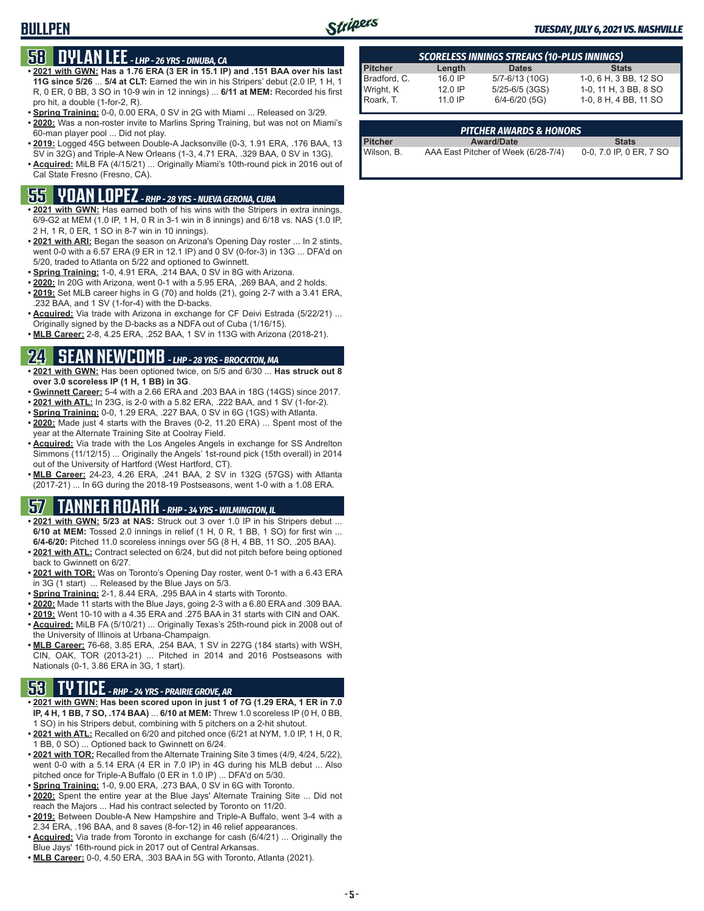# BULLPEN

## 58 DYLAN LEE - LHP - 26 YRS - DINUBA, CA

- **2021 with GWN: Has a 1.76 ERA (3 ER in 15.1 IP) and .151 BAA over his last 11G since 5/26** ... **5/4 at CLT:** Earned the win in his Stripers' debut (2.0 IP, 1 H, 1 R, 0 ER, 0 BB, 3 SO in 10-9 win in 12 innings) ... **6/11 at MEM:** Recorded his first pro hit, a double (1-for-2, R).
- **Spring Training:** 0-0, 0.00 ERA, 0 SV in 2G with Miami ... Released on 3/29.
- **2020:** Was a non-roster invite to Marlins Spring Training, but was not on Miami's 60-man player pool ... Did not play.
- **2019:** Logged 45G between Double-A Jacksonville (0-3, 1.91 ERA, .176 BAA, 13 SV in 32G) and Triple-A New Orleans (1-3, 4.71 ERA, .329 BAA, 0 SV in 13G).
- **Acquired:** MiLB FA (4/15/21) ... Originally Miami's 10th-round pick in 2016 out of Cal State Fresno (Fresno, CA).

## 55 YOAN LOPEZ - RHP - 28 YRS - NUEVA GERONA, CUBA

- **2021 with GWN:** Has earned both of his wins with the Stripers in extra innings, 6/9-G2 at MEM (1.0 IP, 1 H, 0 R in 3-1 win in 8 innings) and 6/18 vs. NAS (1.0 IP, 2 H, 1 R, 0 ER, 1 SO in 8-7 win in 10 innings).
- **2021 with ARI:** Began the season on Arizona's Opening Day roster ... In 2 stints, went 0-0 with a 6.57 ERA (9 ER in 12.1 IP) and 0 SV (0-for-3) in 13G ... DFA'd on 5/20, traded to Atlanta on 5/22 and optioned to Gwinnett.
- **Spring Training:** 1-0, 4.91 ERA, .214 BAA, 0 SV in 8G with Arizona.
- **2020:** In 20G with Arizona, went 0-1 with a 5.95 ERA, .269 BAA, and 2 holds.
- **2019:** Set MLB career highs in G (70) and holds (21), going 2-7 with a 3.41 ERA, .232 BAA, and 1 SV (1-for-4) with the D-backs.
- **Acquired:** Via trade with Arizona in exchange for CF Deivi Estrada (5/22/21) ... Originally signed by the D-backs as a NDFA out of Cuba (1/16/15).
- **MLB Career:** 2-8, 4.25 ERA, .252 BAA, 1 SV in 113G with Arizona (2018-21).

## 24 SEAN NEWCOMB - LHP - 28 YRS - BROCKTON, MA

- **2021 with GWN:** Has been optioned twice, on 5/5 and 6/30 ... **Has struck out 8 over 3.0 scoreless IP (1 H, 1 BB) in 3G**.
- **Gwinnett Career:** 5-4 with a 2.66 ERA and .203 BAA in 18G (14GS) since 2017.
- **2021 with ATL:** In 23G, is 2-0 with a 5.82 ERA, .222 BAA, and 1 SV (1-for-2).
- **Spring Training:** 0-0, 1.29 ERA, .227 BAA, 0 SV in 6G (1GS) with Atlanta.
- **2020:** Made just 4 starts with the Braves (0-2, 11.20 ERA) ... Spent most of the year at the Alternate Training Site at Coolray Field.
- **Acquired:** Via trade with the Los Angeles Angels in exchange for SS Andrelton Simmons (11/12/15) ... Originally the Angels' 1st-round pick (15th overall) in 2014 out of the University of Hartford (West Hartford, CT).
- **MLB Career:** 24-23, 4.26 ERA, .241 BAA, 2 SV in 132G (57GS) with Atlanta (2017-21) ... In 6G during the 2018-19 Postseasons, went 1-0 with a 1.08 ERA.

## 57 TANNER ROARK - RHP - 34 YRS - WILMINGTON, IL

- **2021 with GWN: 5/23 at NAS:** Struck out 3 over 1.0 IP in his Stripers debut ... **6/10 at MEM:** Tossed 2.0 innings in relief (1 H, 0 R, 1 BB, 1 SO) for first win ... **6/4-6/20:** Pitched 11.0 scoreless innings over 5G (8 H, 4 BB, 11 SO, .205 BAA).
- **2021 with ATL:** Contract selected on 6/24, but did not pitch before being optioned back to Gwinnett on 6/27.
- **2021 with TOR:** Was on Toronto's Opening Day roster, went 0-1 with a 6.43 ERA in 3G (1 start) ... Released by the Blue Jays on 5/3.
- **Spring Training:** 2-1, 8.44 ERA, .295 BAA in 4 starts with Toronto.
- **2020:** Made 11 starts with the Blue Jays, going 2-3 with a 6.80 ERA and .309 BAA.
- **2019:** Went 10-10 with a 4.35 ERA and .275 BAA in 31 starts with CIN and OAK.
- **Acquired:** MiLB FA (5/10/21) ... Originally Texas's 25th-round pick in 2008 out of the University of Illinois at Urbana-Champaign.
- **MLB Career:** 76-68, 3.85 ERA, .254 BAA, 1 SV in 227G (184 starts) with WSH, CIN, OAK, TOR (2013-21) ... Pitched in 2014 and 2016 Postseasons with Nationals (0-1, 3.86 ERA in 3G, 1 start).

## 53 TY TICE - RHP - 24 YRS - PRAIRIE GROVE, AR

- **2021 with GWN: Has been scored upon in just 1 of 7G (1.29 ERA, 1 ER in 7.0 IP, 4 H, 1 BB, 7 SO, .174 BAA)** ... **6/10 at MEM:** Threw 1.0 scoreless IP (0 H, 0 BB, 1 SO) in his Stripers debut, combining with 5 pitchers on a 2-hit shutout.
- **2021 with ATL:** Recalled on 6/20 and pitched once (6/21 at NYM, 1.0 IP, 1 H, 0 R, 1 BB, 0 SO) ... Optioned back to Gwinnett on 6/24.
- **2021 with TOR:** Recalled from the Alternate Training Site 3 times (4/9, 4/24, 5/22), went 0-0 with a 5.14 ERA (4 ER in 7.0 IP) in 4G during his MLB debut ... Also pitched once for Triple-A Buffalo (0 ER in 1.0 IP) ... DFA'd on 5/30.
- **Spring Training:** 1-0, 9.00 ERA, .273 BAA, 0 SV in 6G with Toronto.
- **2020:** Spent the entire year at the Blue Jays' Alternate Training Site ... Did not reach the Majors ... Had his contract selected by Toronto on 11/20.
- **2019:** Between Double-A New Hampshire and Triple-A Buffalo, went 3-4 with a 2.34 ERA, .196 BAA, and 8 saves (8-for-12) in 46 relief appearances.
- **Acquired:** Via trade from Toronto in exchange for cash (6/4/21) ... Originally the Blue Jays' 16th-round pick in 2017 out of Central Arkansas.
- **MLB Career:** 0-0, 4.50 ERA, .303 BAA in 5G with Toronto, Atlanta (2021).

### SCORELESS INNINGS STREAKS (10-PLUS INNINGS)

| Pitcher | Length | Dates | Stats |
|---|---|---|---|
| Bradford, C. | 16.0 IP | 5/7-6/13 (10G) | 1-0, 6 H, 3 BB, 12 SO |
| Wright, K | 12.0 IP | 5/25-6/5 (3GS) | 1-0, 11 H, 3 BB, 8 SO |
| Roark, T. | 11.0 IP | 6/4-6/20 (5G) | 1-0, 8 H, 4 BB, 11 SO |

### PITCHER AWARDS & HONORS

| Pitcher | Award/Date | Stats |
|---|---|---|
| Wilson, B. | AAA East Pitcher of Week (6/28-7/4) | 0-0, 7.0 IP, 0 ER, 7 SO |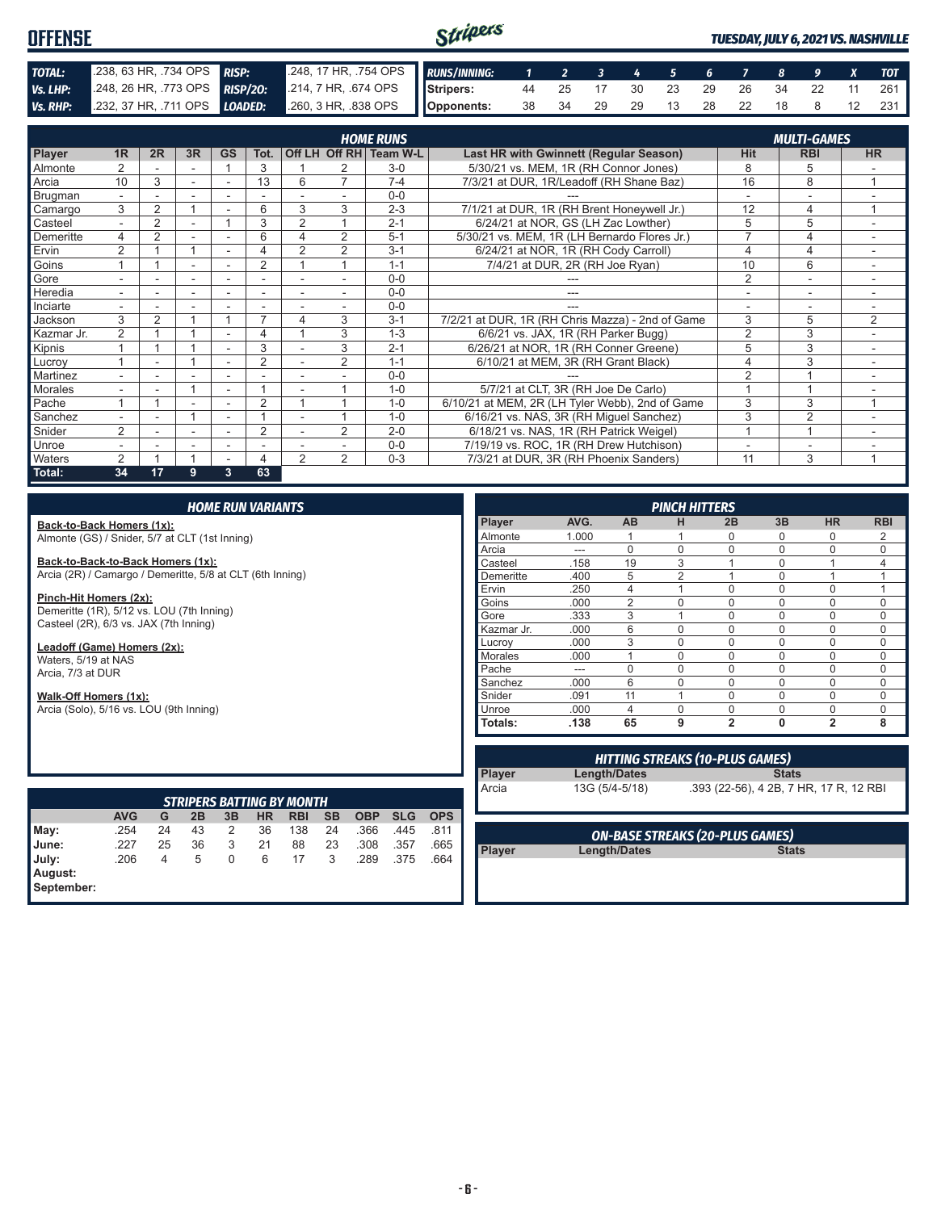# OFFENSE

*TUESDAY, JULY 6, 2021 VS. NASHVILLE*

| | | | |
|---|---|---|---|
| **TOTAL:** | .238, 63 HR, .734 OPS | **RISP:** | .248, 17 HR, .754 OPS |
| **Vs. LHP:** | .248, 26 HR, .773 OPS | **RISP/2O:** | .214, 7 HR, .674 OPS |
| **Vs. RHP:** | .232, 37 HR, .711 OPS | **LOADED:** | .260, 3 HR, .838 OPS |

| RUNS/INNING: | 1 | 2 | 3 | 4 | 5 | 6 | 7 | 8 | 9 | X | TOT |
|---|---|---|---|---|---|---|---|---|---|---|---|
| Stripers: | 44 | 25 | 17 | 30 | 23 | 29 | 26 | 34 | 22 | 11 | 261 |
| Opponents: | 38 | 34 | 29 | 29 | 13 | 28 | 22 | 18 | 8 | 12 | 231 |

## HOME RUNS / MULTI-GAMES

| Player | 1R | 2R | 3R | GS | Tot. | Off LH | Off RH | Team W-L | Last HR with Gwinnett (Regular Season) | Hit | RBI | HR |
|---|---|---|---|---|---|---|---|---|---|---|---|---|
| Almonte | 2 | - | - | 1 | 3 | 1 | 2 | 3-0 | 5/30/21 vs. MEM, 1R (RH Connor Jones) | 8 | 5 | - |
| Arcia | 10 | 3 | - | - | 13 | 6 | 7 | 7-4 | 7/3/21 at DUR, 1R/Leadoff (RH Shane Baz) | 16 | 8 | 1 |
| Brugman | - | - | - | - | - | - | - | 0-0 | --- | - | - | - |
| Camargo | 3 | 2 | 1 | - | 6 | 3 | 3 | 2-3 | 7/1/21 at DUR, 1R (RH Brent Honeywell Jr.) | 12 | 4 | 1 |
| Casteel | - | 2 | - | 1 | 3 | 2 | 1 | 2-1 | 6/24/21 at NOR, GS (LH Zac Lowther) | 5 | 5 | - |
| Demeritte | 4 | 2 | - | - | 6 | 4 | 2 | 5-1 | 5/30/21 vs. MEM, 1R (LH Bernardo Flores Jr.) | 7 | 4 | - |
| Ervin | 2 | 1 | 1 | - | 4 | 2 | 2 | 3-1 | 6/24/21 at NOR, 1R (RH Cody Carroll) | 4 | 4 | - |
| Goins | 1 | 1 | - | - | 2 | 1 | 1 | 1-1 | 7/4/21 at DUR, 2R (RH Joe Ryan) | 10 | 6 | - |
| Gore | - | - | - | - | - | - | - | 0-0 | --- | 2 | - | - |
| Heredia | - | - | - | - | - | - | - | 0-0 | --- | - | - | - |
| Inciarte | - | - | - | - | - | - | - | 0-0 | --- | - | - | - |
| Jackson | 3 | 2 | 1 | 1 | 7 | 4 | 3 | 3-1 | 7/2/21 at DUR, 1R (RH Chris Mazza) - 2nd of Game | 3 | 5 | 2 |
| Kazmar Jr. | 2 | 1 | 1 | - | 4 | 1 | 3 | 1-3 | 6/6/21 vs. JAX, 1R (RH Parker Bugg) | 2 | 3 | - |
| Kipnis | 1 | 1 | 1 | - | 3 | - | 3 | 2-1 | 6/26/21 at NOR, 1R (RH Conner Greene) | 5 | 3 | - |
| Lucroy | 1 | - | 1 | - | 2 | - | 2 | 1-1 | 6/10/21 at MEM, 3R (RH Grant Black) | 4 | 3 | - |
| Martinez | - | - | - | - | - | - | - | 0-0 | --- | 2 | 1 | - |
| Morales | - | - | 1 | - | 1 | - | 1 | 1-0 | 5/7/21 at CLT, 3R (RH Joe De Carlo) | 1 | 1 | - |
| Pache | 1 | 1 | - | - | 2 | 1 | 1 | 1-0 | 6/10/21 at MEM, 2R (LH Tyler Webb), 2nd of Game | 3 | 3 | 1 |
| Sanchez | - | - | 1 | - | 1 | - | 1 | 1-0 | 6/16/21 vs. NAS, 3R (RH Miguel Sanchez) | 3 | 2 | - |
| Snider | 2 | - | - | - | 2 | - | 2 | 2-0 | 6/18/21 vs. NAS, 1R (RH Patrick Weigel) | 1 | 1 | - |
| Unroe | - | - | - | - | - | - | - | 0-0 | 7/19/19 vs. ROC, 1R (RH Drew Hutchison) | - | - | - |
| Waters | 2 | 1 | 1 | - | 4 | 2 | 2 | 0-3 | 7/3/21 at DUR, 3R (RH Phoenix Sanders) | 11 | 3 | 1 |
| **Total:** | **34** | **17** | **9** | **3** | **63** | | | | | | | |

## HOME RUN VARIANTS

**Back-to-Back Homers (1x):**
Almonte (GS) / Snider, 5/7 at CLT (1st Inning)

**Back-to-Back-to-Back Homers (1x):**
Arcia (2R) / Camargo / Demeritte, 5/8 at CLT (6th Inning)

**Pinch-Hit Homers (2x):**
Demeritte (1R), 5/12 vs. LOU (7th Inning)
Casteel (2R), 6/3 vs. JAX (7th Inning)

**Leadoff (Game) Homers (2x):**
Waters, 5/19 at NAS
Arcia, 7/3 at DUR

**Walk-Off Homers (1x):**
Arcia (Solo), 5/16 vs. LOU (9th Inning)

## PINCH HITTERS

| Player | AVG. | AB | H | 2B | 3B | HR | RBI |
|---|---|---|---|---|---|---|---|
| Almonte | 1.000 | 1 | 1 | 0 | 0 | 0 | 2 |
| Arcia | --- | 0 | 0 | 0 | 0 | 0 | 0 |
| Casteel | .158 | 19 | 3 | 1 | 0 | 1 | 4 |
| Demeritte | .400 | 5 | 2 | 1 | 0 | 1 | 1 |
| Ervin | .250 | 4 | 1 | 0 | 0 | 0 | 1 |
| Goins | .000 | 2 | 0 | 0 | 0 | 0 | 0 |
| Gore | .333 | 3 | 1 | 0 | 0 | 0 | 0 |
| Kazmar Jr. | .000 | 6 | 0 | 0 | 0 | 0 | 0 |
| Lucroy | .000 | 3 | 0 | 0 | 0 | 0 | 0 |
| Morales | .000 | 1 | 0 | 0 | 0 | 0 | 0 |
| Pache | --- | 0 | 0 | 0 | 0 | 0 | 0 |
| Sanchez | .000 | 6 | 0 | 0 | 0 | 0 | 0 |
| Snider | .091 | 11 | 1 | 0 | 0 | 0 | 0 |
| Unroe | .000 | 4 | 0 | 0 | 0 | 0 | 0 |
| **Totals:** | **.138** | **65** | **9** | **2** | **0** | **2** | **8** |

## STRIPERS BATTING BY MONTH

| | AVG | G | 2B | 3B | HR | RBI | SB | OBP | SLG | OPS |
|---|---|---|---|---|---|---|---|---|---|---|
| May: | .254 | 24 | 43 | 2 | 36 | 138 | 24 | .366 | .445 | .811 |
| June: | .227 | 25 | 36 | 3 | 21 | 88 | 23 | .308 | .357 | .665 |
| July: | .206 | 4 | 5 | 0 | 6 | 17 | 3 | .289 | .375 | .664 |
| August: | | | | | | | | | | |
| September: | | | | | | | | | | |

## HITTING STREAKS (10-PLUS GAMES)

| Player | Length/Dates | Stats |
|---|---|---|
| Arcia | 13G (5/4-5/18) | .393 (22-56), 4 2B, 7 HR, 17 R, 12 RBI |

## ON-BASE STREAKS (20-PLUS GAMES)

| Player | Length/Dates | Stats |
|---|---|---|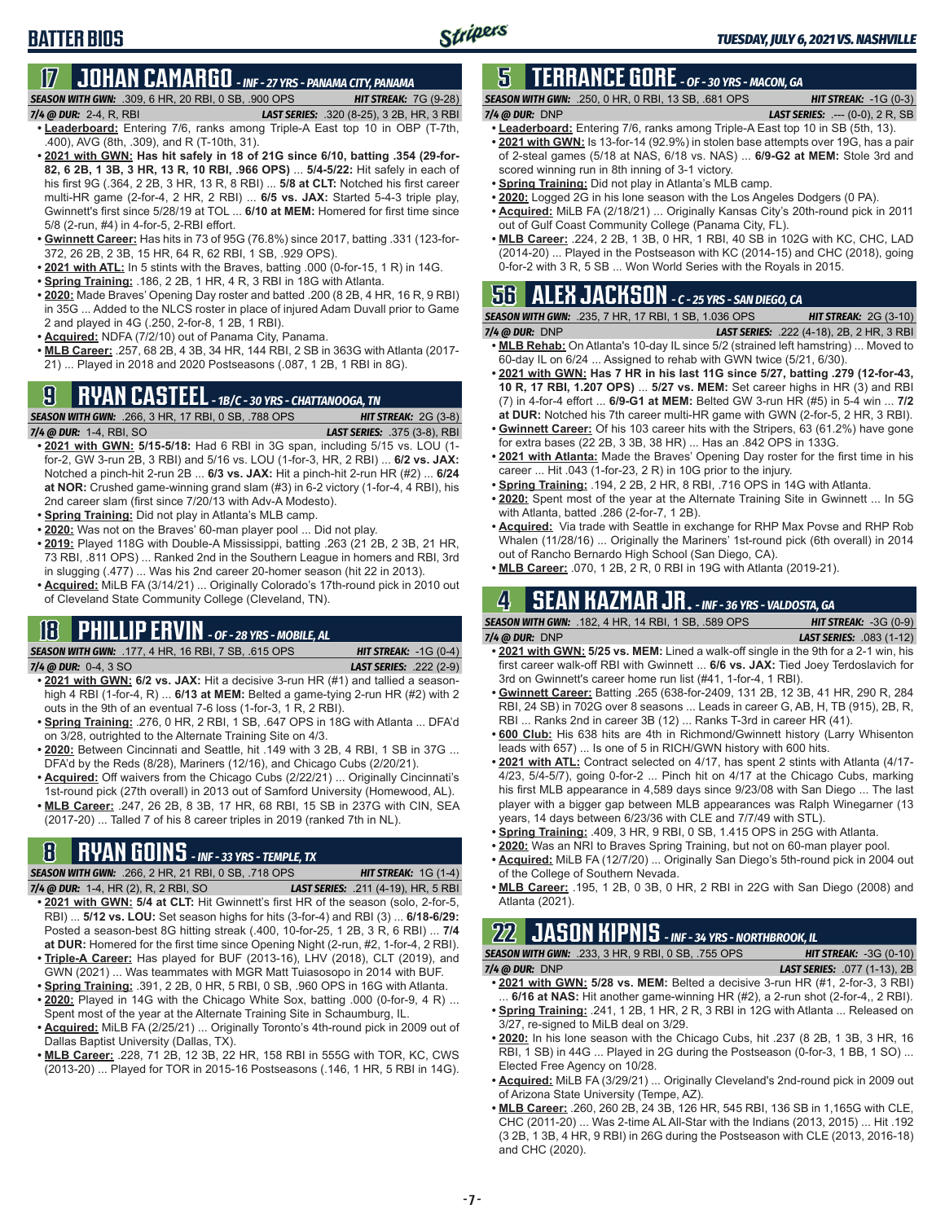# BATTER BIOS

## 17 JOHAN CAMARGO - INF - 27 YRS - PANAMA CITY, PANAMA

**SEASON WITH GWN:** .309, 6 HR, 20 RBI, 0 SB, .900 OPS — **HIT STREAK:** 7G (9-28)
**7/4 @ DUR:** 2-4, R, RBI — **LAST SERIES:** .320 (8-25), 3 2B, HR, 3 RBI

- **Leaderboard:** Entering 7/6, ranks among Triple-A East top 10 in OBP (T-7th, .400), AVG (8th, .309), and R (T-10th, 31).
- **2021 with GWN: Has hit safely in 18 of 21G since 6/10, batting .354 (29-for-82, 6 2B, 1 3B, 3 HR, 13 R, 10 RBI, .966 OPS)** ... **5/4-5/22:** Hit safely in each of his first 9G (.364, 2 2B, 3 HR, 13 R, 8 RBI) ... **5/8 at CLT:** Notched his first career multi-HR game (2-for-4, 2 HR, 2 RBI) ... **6/5 vs. JAX:** Started 5-4-3 triple play, Gwinnett's first since 5/28/19 at TOL ... **6/10 at MEM:** Homered for first time since 5/8 (2-run, #4) in 4-for-5, 2-RBI effort.
- **Gwinnett Career:** Has hits in 73 of 95G (76.8%) since 2017, batting .331 (123-for-372, 26 2B, 2 3B, 15 HR, 64 R, 62 RBI, 1 SB, .929 OPS).
- **2021 with ATL:** In 5 stints with the Braves, batting .000 (0-for-15, 1 R) in 14G.
- **Spring Training:** .186, 2 2B, 1 HR, 4 R, 3 RBI in 18G with Atlanta.
- **2020:** Made Braves' Opening Day roster and batted .200 (8 2B, 4 HR, 16 R, 9 RBI) in 35G ... Added to the NLCS roster in place of injured Adam Duvall prior to Game 2 and played in 4G (.250, 2-for-8, 1 2B, 1 RBI).
- **Acquired:** NDFA (7/2/10) out of Panama City, Panama.
- **MLB Career:** .257, 68 2B, 4 3B, 34 HR, 144 RBI, 2 SB in 363G with Atlanta (2017-21) ... Played in 2018 and 2020 Postseasons (.087, 1 2B, 1 RBI in 8G).

## 9 RYAN CASTEEL - 1B/C - 30 YRS - CHATTANOOGA, TN

**SEASON WITH GWN:** .266, 3 HR, 17 RBI, 0 SB, .788 OPS — **HIT STREAK:** 2G (3-8)
**7/4 @ DUR:** 1-4, RBI, SO — **LAST SERIES:** .375 (3-8), RBI

- **2021 with GWN: 5/15-5/18:** Had 6 RBI in 3G span, including 5/15 vs. LOU (1-for-2, GW 3-run 2B, 3 RBI) and 5/16 vs. LOU (1-for-3, HR, 2 RBI) ... **6/2 vs. JAX:** Notched a pinch-hit 2-run 2B ... **6/3 vs. JAX:** Hit a pinch-hit 2-run HR (#2) ... **6/24 at NOR:** Crushed game-winning grand slam (#3) in 6-2 victory (1-for-4, 4 RBI), his 2nd career slam (first since 7/20/13 with Adv-A Modesto).
- **Spring Training:** Did not play in Atlanta's MLB camp.
- **2020:** Was not on the Braves' 60-man player pool ... Did not play.
- **2019:** Played 118G with Double-A Mississippi, batting .263 (21 2B, 2 3B, 21 HR, 73 RBI, .811 OPS) ... Ranked 2nd in the Southern League in homers and RBI, 3rd in slugging (.477) ... Was his 2nd career 20-homer season (hit 22 in 2013).
- **Acquired:** MiLB FA (3/14/21) ... Originally Colorado's 17th-round pick in 2010 out of Cleveland State Community College (Cleveland, TN).

## 18 PHILLIP ERVIN - OF - 28 YRS - MOBILE, AL

**SEASON WITH GWN:** .177, 4 HR, 16 RBI, 7 SB, .615 OPS — **HIT STREAK:** -1G (0-4)
**7/4 @ DUR:** 0-4, 3 SO — **LAST SERIES:** .222 (2-9)

- **2021 with GWN: 6/2 vs. JAX:** Hit a decisive 3-run HR (#1) and tallied a season-high 4 RBI (1-for-4, R) ... **6/13 at MEM:** Belted a game-tying 2-run HR (#2) with 2 outs in the 9th of an eventual 7-6 loss (1-for-3, 1 R, 2 RBI).
- **Spring Training:** .276, 0 HR, 2 RBI, 1 SB, .647 OPS in 18G with Atlanta ... DFA'd on 3/28, outrighted to the Alternate Training Site on 4/3.
- **2020:** Between Cincinnati and Seattle, hit .149 with 3 2B, 4 RBI, 1 SB in 37G ... DFA'd by the Reds (8/28), Mariners (12/16), and Chicago Cubs (2/20/21).
- **Acquired:** Off waivers from the Chicago Cubs (2/22/21) ... Originally Cincinnati's 1st-round pick (27th overall) in 2013 out of Samford University (Homewood, AL).
- **MLB Career:** .247, 26 2B, 8 3B, 17 HR, 68 RBI, 15 SB in 237G with CIN, SEA (2017-20) ... Talled 7 of his 8 career triples in 2019 (ranked 7th in NL).

## 8 RYAN GOINS - INF - 33 YRS - TEMPLE, TX

**SEASON WITH GWN:** .266, 2 HR, 21 RBI, 0 SB, .718 OPS — **HIT STREAK:** 1G (1-4)
**7/4 @ DUR:** 1-4, HR (2), R, 2 RBI, SO — **LAST SERIES:** .211 (4-19), HR, 5 RBI

- **2021 with GWN:** 5/4 at CLT: Hit Gwinnett's first HR of the season (solo, 2-for-5, RBI) ... **5/12 vs. LOU:** Set season highs for hits (3-for-4) and RBI (3) ... **6/18-6/29:** Posted a season-best 8G hitting streak (.400, 10-for-25, 1 2B, 3 R, 6 RBI) ... **7/4 at DUR:** Homered for the first time since Opening Night (2-run, #2, 1-for-4, 2 RBI).
- **Triple-A Career:** Has played for BUF (2013-16), LHV (2018), CLT (2019), and GWN (2021) ... Was teammates with MGR Matt Tuiasosopo in 2014 with BUF.
- **Spring Training:** .391, 2 2B, 0 HR, 5 RBI, 0 SB, .960 OPS in 16G with Atlanta.
- **2020:** Played in 14G with the Chicago White Sox, batting .000 (0-for-9, 4 R) ... Spent most of the year at the Alternate Training Site in Schaumburg, IL.
- **Acquired:** MiLB FA (2/25/21) ... Originally Toronto's 4th-round pick in 2009 out of Dallas Baptist University (Dallas, TX).
- **MLB Career:** .228, 71 2B, 12 3B, 22 HR, 158 RBI in 555G with TOR, KC, CWS (2013-20) ... Played for TOR in 2015-16 Postseasons (.146, 1 HR, 5 RBI in 14G).

## 5 TERRANCE GORE - OF - 30 YRS - MACON, GA

**SEASON WITH GWN:** .250, 0 HR, 0 RBI, 13 SB, .681 OPS — **HIT STREAK:** -1G (0-3)
**7/4 @ DUR:** DNP — **LAST SERIES:** .--- (0-0), 2 R, SB

- **Leaderboard:** Entering 7/6, ranks among Triple-A East top 10 in SB (5th, 13).
- **2021 with GWN:** Is 13-for-14 (92.9%) in stolen base attempts over 19G, has a pair of 2-steal games (5/18 at NAS, 6/18 vs. NAS) ... **6/9-G2 at MEM:** Stole 3rd and scored winning run in 8th inning of 3-1 victory.
- **Spring Training:** Did not play in Atlanta's MLB camp.
- **2020:** Logged 2G in his lone season with the Los Angeles Dodgers (0 PA).
- **Acquired:** MiLB FA (2/18/21) ... Originally Kansas City's 20th-round pick in 2011 out of Gulf Coast Community College (Panama City, FL).
- **MLB Career:** .224, 2 2B, 1 3B, 0 HR, 1 RBI, 40 SB in 102G with KC, CHC, LAD (2014-20) ... Played in the Postseason with KC (2014-15) and CHC (2018), going 0-for-2 with 3 R, 5 SB ... Won World Series with the Royals in 2015.

## 56 ALEX JACKSON - C - 25 YRS - SAN DIEGO, CA

**SEASON WITH GWN:** .235, 7 HR, 17 RBI, 1 SB, 1.036 OPS — **HIT STREAK:** 2G (3-10)
**7/4 @ DUR:** DNP — **LAST SERIES:** .222 (4-18), 2B, 2 HR, 3 RBI

- **MLB Rehab:** On Atlanta's 10-day IL since 5/2 (strained left hamstring) ... Moved to 60-day IL on 6/24 ... Assigned to rehab with GWN twice (5/21, 6/30).
- **2021 with GWN: Has 7 HR in his last 11G since 5/27, batting .279 (12-for-43, 10 R, 17 RBI, 1.207 OPS)** ... **5/27 vs. MEM:** Set career highs in HR (3) and RBI (7) in 4-for-4 effort ... **6/9-G1 at MEM:** Belted GW 3-run HR (#5) in 5-4 win ... **7/2 at DUR:** Notched his 7th career multi-HR game with GWN (2-for-5, 2 HR, 3 RBI).
- **Gwinnett Career:** Of his 103 career hits with the Stripers, 63 (61.2%) have gone for extra bases (22 2B, 3 3B, 38 HR) ... Has an .842 OPS in 133G.
- **2021 with Atlanta:** Made the Braves' Opening Day roster for the first time in his career ... Hit .043 (1-for-23, 2 R) in 10G prior to the injury.
- **Spring Training:** .194, 2 2B, 2 HR, 8 RBI, .716 OPS in 14G with Atlanta.
- **2020:** Spent most of the year at the Alternate Training Site in Gwinnett ... In 5G with Atlanta, batted .286 (2-for-7, 1 2B).
- **Acquired:** Via trade with Seattle in exchange for RHP Max Povse and RHP Rob Whalen (11/28/16) ... Originally the Mariners' 1st-round pick (6th overall) in 2014 out of Rancho Bernardo High School (San Diego, CA).
- **MLB Career:** .070, 1 2B, 2 R, 0 RBI in 19G with Atlanta (2019-21).

## 4 SEAN KAZMAR JR. - INF - 36 YRS - VALDOSTA, GA

**SEASON WITH GWN:** .182, 4 HR, 14 RBI, 1 SB, .589 OPS — **HIT STREAK:** -3G (0-9)
**7/4 @ DUR:** DNP — **LAST SERIES:** .083 (1-12)

- **2021 with GWN:** 5/25 vs. MEM: Lined a walk-off single in the 9th for a 2-1 win, his first career walk-off RBI with Gwinnett ... **6/6 vs. JAX:** Tied Joey Terdoslavich for 3rd on Gwinnett's career home run list (#41, 1-for-4, 1 RBI).
- **Gwinnett Career:** Batting .265 (638-for-2409, 131 2B, 12 3B, 41 HR, 290 R, 284 RBI, 24 SB) in 702G over 8 seasons ... Leads in career G, AB, H, TB (915), 2B, R, RBI ... Ranks 2nd in career 3B (12) ... Ranks T-3rd in career HR (41).
- **600 Club:** His 638 hits are 4th in Richmond/Gwinnett history (Larry Whisenton leads with 657) ... Is one of 5 in RICH/GWN history with 600 hits.
- **2021 with ATL:** Contract selected on 4/17, has spent 2 stints with Atlanta (4/17-4/23, 5/4-5/7), going 0-for-2 ... Pinch hit on 4/17 at the Chicago Cubs, marking his first MLB appearance in 4,589 days since 9/23/08 with San Diego ... The last player with a bigger gap between MLB appearances was Ralph Winegarner (13 years, 14 days between 6/23/36 with CLE and 7/7/49 with STL).
- **Spring Training:** .409, 3 HR, 9 RBI, 0 SB, 1.415 OPS in 25G with Atlanta.
- **2020:** Was an NRI to Braves Spring Training, but not on 60-man player pool.
- **Acquired:** MiLB FA (12/7/20) ... Originally San Diego's 5th-round pick in 2004 out of the College of Southern Nevada.
- **MLB Career:** .195, 1 2B, 0 3B, 0 HR, 2 RBI in 22G with San Diego (2008) and Atlanta (2021).

## 22 JASON KIPNIS - INF - 34 YRS - NORTHBROOK, IL

**SEASON WITH GWN:** .233, 3 HR, 9 RBI, 0 SB, .755 OPS — **HIT STREAK:** -3G (0-10)
**7/4 @ DUR:** DNP — **LAST SERIES:** .077 (1-13), 2B

- **2021 with GWN: 5/28 vs. MEM:** Belted a decisive 3-run HR (#1, 2-for-3, 3 RBI) ... **6/16 at NAS:** Hit another game-winning HR (#2), a 2-run shot (2-for-4,, 2 RBI).
- **Spring Training:** .241, 1 2B, 1 HR, 2 R, 3 RBI in 12G with Atlanta ... Released on 3/27, re-signed to MiLB deal on 3/29.
- **2020:** In his lone season with the Chicago Cubs, hit .237 (8 2B, 1 3B, 3 HR, 16 RBI, 1 SB) in 44G ... Played in 2G during the Postseason (0-for-3, 1 BB, 1 SO) ... Elected Free Agency on 10/28.
- **Acquired:** MiLB FA (3/29/21) ... Originally Cleveland's 2nd-round pick in 2009 out of Arizona State University (Tempe, AZ).
- **MLB Career:** .260, 260 2B, 24 3B, 126 HR, 545 RBI, 136 SB in 1,165G with CLE, CHC (2011-20) ... Was 2-time AL All-Star with the Indians (2013, 2015) ... Hit .192 (3 2B, 1 3B, 4 HR, 9 RBI) in 26G during the Postseason with CLE (2013, 2016-18) and CHC (2020).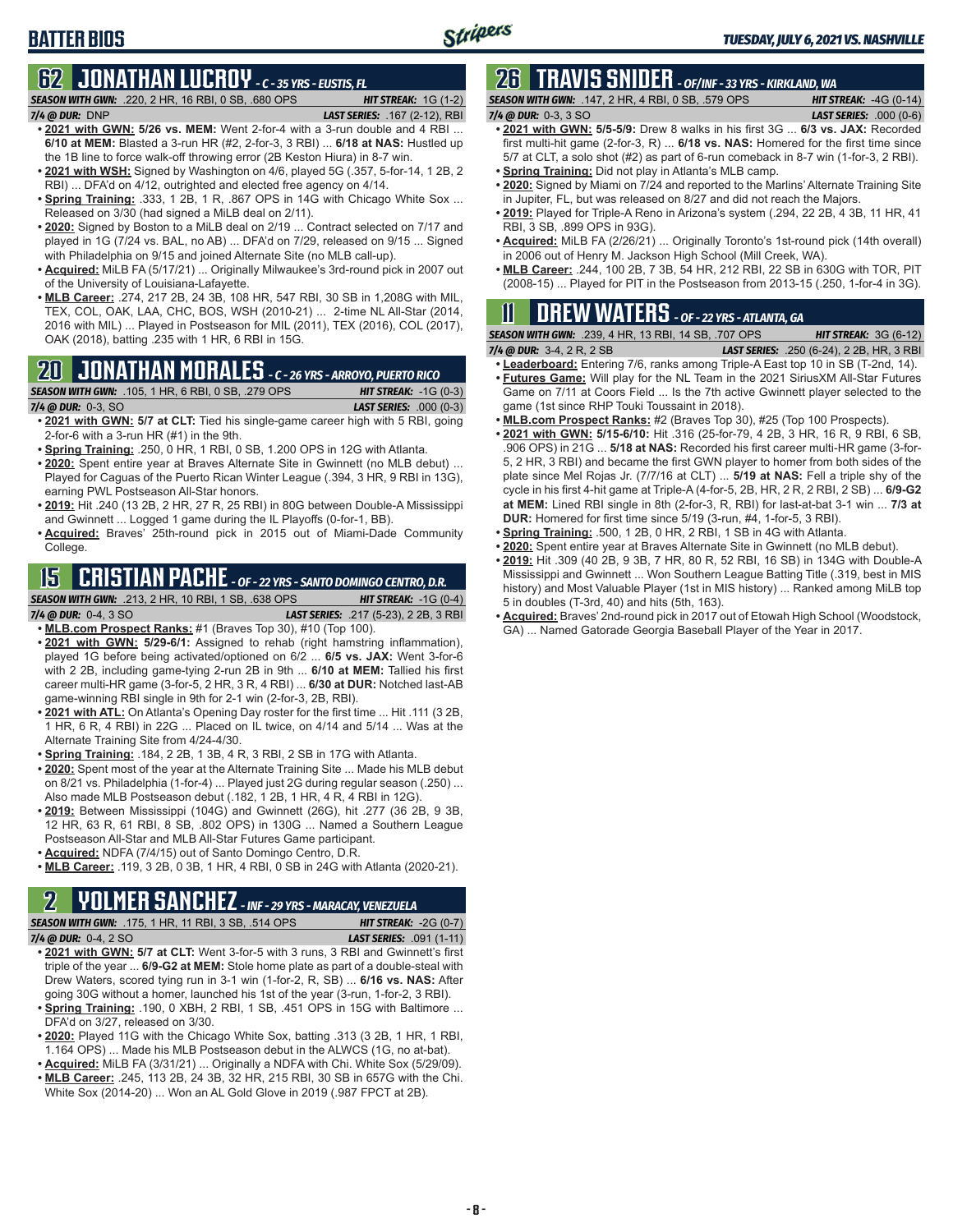# BATTER BIOS

*TUESDAY, JULY 6, 2021 VS. NASHVILLE*

## 62 JONATHAN LUCROY - C - 35 YRS - EUSTIS, FL

**SEASON WITH GWN:** .220, 2 HR, 16 RBI, 0 SB, .680 OPS **HIT STREAK:** 1G (1-2)
**7/4 @ DUR:** DNP **LAST SERIES:** .167 (2-12), RBI

- **2021 with GWN: 5/26 vs. MEM:** Went 2-for-4 with a 3-run double and 4 RBI ... **6/10 at MEM:** Blasted a 3-run HR (#2, 2-for-3, 3 RBI) ... **6/18 at NAS:** Hustled up the 1B line to force walk-off throwing error (2B Keston Hiura) in 8-7 win.
- **2021 with WSH:** Signed by Washington on 4/6, played 5G (.357, 5-for-14, 1 2B, 2 RBI) ... DFA'd on 4/12, outrighted and elected free agency on 4/14.
- **Spring Training:** .333, 1 2B, 1 R, .867 OPS in 14G with Chicago White Sox ... Released on 3/30 (had signed a MiLB deal on 2/11).
- **2020:** Signed by Boston to a MiLB deal on 2/19 ... Contract selected on 7/17 and played in 1G (7/24 vs. BAL, no AB) ... DFA'd on 7/29, released on 9/15 ... Signed with Philadelphia on 9/15 and joined Alternate Site (no MLB call-up).
- **Acquired:** MiLB FA (5/17/21) ... Originally Milwaukee's 3rd-round pick in 2007 out of the University of Louisiana-Lafayette.
- **MLB Career:** .274, 217 2B, 24 3B, 108 HR, 547 RBI, 30 SB in 1,208G with MIL, TEX, COL, OAK, LAA, CHC, BOS, WSH (2010-21) ... 2-time NL All-Star (2014, 2016 with MIL) ... Played in Postseason for MIL (2011), TEX (2016), COL (2017), OAK (2018), batting .235 with 1 HR, 6 RBI in 15G.

## 20 JONATHAN MORALES - C - 26 YRS - ARROYO, PUERTO RICO

**SEASON WITH GWN:** .105, 1 HR, 6 RBI, 0 SB, .279 OPS **HIT STREAK:** -1G (0-3)
**7/4 @ DUR:** 0-3, SO **LAST SERIES:** .000 (0-3)

- **2021 with GWN: 5/7 at CLT:** Tied his single-game career high with 5 RBI, going 2-for-6 with a 3-run HR (#1) in the 9th.
- **Spring Training:** .250, 0 HR, 1 RBI, 0 SB, 1.200 OPS in 12G with Atlanta.
- **2020:** Spent entire year at Braves Alternate Site in Gwinnett (no MLB debut) ... Played for Caguas of the Puerto Rican Winter League (.394, 3 HR, 9 RBI in 13G), earning PWL Postseason All-Star honors.
- **2019:** Hit .240 (13 2B, 2 HR, 27 R, 25 RBI) in 80G between Double-A Mississippi and Gwinnett ... Logged 1 game during the IL Playoffs (0-for-1, BB).
- **Acquired:** Braves' 25th-round pick in 2015 out of Miami-Dade Community College.

## 15 CRISTIAN PACHE - OF - 22 YRS - SANTO DOMINGO CENTRO, D.R.

**SEASON WITH GWN:** .213, 2 HR, 10 RBI, 1 SB, .638 OPS **HIT STREAK:** -1G (0-4)
**7/4 @ DUR:** 0-4, 3 SO **LAST SERIES:** .217 (5-23), 2 2B, 3 RBI

- **MLB.com Prospect Ranks:** #1 (Braves Top 30), #10 (Top 100).
- **2021 with GWN: 5/29-6/1:** Assigned to rehab (right hamstring inflammation), played 1G before being activated/optioned on 6/2 ... **6/5 vs. JAX:** Went 3-for-6 with 2 2B, including game-tying 2-run 2B in 9th ... **6/10 at MEM:** Tallied his first career multi-HR game (3-for-5, 2 HR, 3 R, 4 RBI) ... **6/30 at DUR:** Notched last-AB game-winning RBI single in 9th for 2-1 win (2-for-3, 2B, RBI).
- **2021 with ATL:** On Atlanta's Opening Day roster for the first time ... Hit .111 (3 2B, 1 HR, 6 R, 4 RBI) in 22G ... Placed on IL twice, on 4/14 and 5/14 ... Was at the Alternate Training Site from 4/24-4/30.
- **Spring Training:** .184, 2 2B, 1 3B, 4 R, 3 RBI, 2 SB in 17G with Atlanta.
- **2020:** Spent most of the year at the Alternate Training Site ... Made his MLB debut on 8/21 vs. Philadelphia (1-for-4) ... Played just 2G during regular season (.250) ... Also made MLB Postseason debut (.182, 1 2B, 1 HR, 4 R, 4 RBI in 12G).
- **2019:** Between Mississippi (104G) and Gwinnett (26G), hit .277 (36 2B, 9 3B, 12 HR, 63 R, 61 RBI, 8 SB, .802 OPS) in 130G ... Named a Southern League Postseason All-Star and MLB All-Star Futures Game participant.
- **Acquired:** NDFA (7/4/15) out of Santo Domingo Centro, D.R.
- **MLB Career:** .119, 3 2B, 0 3B, 1 HR, 4 RBI, 0 SB in 24G with Atlanta (2020-21).

## 2 YOLMER SANCHEZ - INF - 29 YRS - MARACAY, VENEZUELA

**SEASON WITH GWN:** .175, 1 HR, 11 RBI, 3 SB, .514 OPS **HIT STREAK:** -2G (0-7)
**7/4 @ DUR:** 0-4, 2 SO **LAST SERIES:** .091 (1-11)

- **2021 with GWN: 5/7 at CLT:** Went 3-for-5 with 3 runs, 3 RBI and Gwinnett's first triple of the year ... **6/9-G2 at MEM:** Stole home plate as part of a double-steal with Drew Waters, scored tying run in 3-1 win (1-for-2, R, SB) ... **6/16 vs. NAS:** After going 30G without a homer, launched his 1st of the year (3-run, 1-for-2, 3 RBI).
- **Spring Training:** .190, 0 XBH, 2 RBI, 1 SB, .451 OPS in 15G with Baltimore ... DFA'd on 3/27, released on 3/30.
- **2020:** Played 11G with the Chicago White Sox, batting .313 (3 2B, 1 HR, 1 RBI, 1.164 OPS) ... Made his MLB Postseason debut in the ALWCS (1G, no at-bat).
- **Acquired:** MiLB FA (3/31/21) ... Originally a NDFA with Chi. White Sox (5/29/09).
- **MLB Career:** .245, 113 2B, 24 3B, 32 HR, 215 RBI, 30 SB in 657G with the Chi. White Sox (2014-20) ... Won an AL Gold Glove in 2019 (.987 FPCT at 2B).

## 26 TRAVIS SNIDER - OF/INF - 33 YRS - KIRKLAND, WA

**SEASON WITH GWN:** .147, 2 HR, 4 RBI, 0 SB, .579 OPS **HIT STREAK:** -4G (0-14)
**7/4 @ DUR:** 0-3, 3 SO **LAST SERIES:** .000 (0-6)

- **2021 with GWN: 5/5-5/9:** Drew 8 walks in his first 3G ... **6/3 vs. JAX:** Recorded first multi-hit game (2-for-3, R) ... **6/18 vs. NAS:** Homered for the first time since 5/7 at CLT, a solo shot (#2) as part of 6-run comeback in 8-7 win (1-for-3, 2 RBI).
- **Spring Training:** Did not play in Atlanta's MLB camp.
- **2020:** Signed by Miami on 7/24 and reported to the Marlins' Alternate Training Site in Jupiter, FL, but was released on 8/27 and did not reach the Majors.
- **2019:** Played for Triple-A Reno in Arizona's system (.294, 22 2B, 4 3B, 11 HR, 41 RBI, 3 SB, .899 OPS in 93G).
- **Acquired:** MiLB FA (2/26/21) ... Originally Toronto's 1st-round pick (14th overall) in 2006 out of Henry M. Jackson High School (Mill Creek, WA).
- **MLB Career:** .244, 100 2B, 7 3B, 54 HR, 212 RBI, 22 SB in 630G with TOR, PIT (2008-15) ... Played for PIT in the Postseason from 2013-15 (.250, 1-for-4 in 3G).

## 11 DREW WATERS - OF - 22 YRS - ATLANTA, GA

**SEASON WITH GWN:** .239, 4 HR, 13 RBI, 14 SB, .707 OPS **HIT STREAK:** 3G (6-12)
**7/4 @ DUR:** 3-4, 2 R, 2 SB **LAST SERIES:** .250 (6-24), 2 2B, HR, 3 RBI

- **Leaderboard:** Entering 7/6, ranks among Triple-A East top 10 in SB (T-2nd, 14).
- **Futures Game:** Will play for the NL Team in the 2021 SiriusXM All-Star Futures Game on 7/11 at Coors Field ... Is the 7th active Gwinnett player selected to the game (1st since RHP Touki Toussaint in 2018).
- **MLB.com Prospect Ranks:** #2 (Braves Top 30), #25 (Top 100 Prospects).
- **2021 with GWN: 5/15-6/10:** Hit .316 (25-for-79, 4 2B, 3 HR, 16 R, 9 RBI, 6 SB, .906 OPS) in 21G ... **5/18 at NAS:** Recorded his first career multi-HR game (3-for-5, 2 HR, 3 RBI) and became the first GWN player to homer from both sides of the plate since Mel Rojas Jr. (7/7/16 at CLT) ... **5/19 at NAS:** Fell a triple shy of the cycle in his first 4-hit game at Triple-A (4-for-5, 2B, HR, 2 R, 2 RBI, 2 SB) ... **6/9-G2 at MEM:** Lined RBI single in 8th (2-for-3, R, RBI) for last-at-bat 3-1 win ... **7/3 at DUR:** Homered for first time since 5/19 (3-run, #4, 1-for-5, 3 RBI).
- **Spring Training:** .500, 1 2B, 0 HR, 2 RBI, 1 SB in 4G with Atlanta.
- **2020:** Spent entire year at Braves Alternate Site in Gwinnett (no MLB debut).
- **2019:** Hit .309 (40 2B, 9 3B, 7 HR, 80 R, 52 RBI, 16 SB) in 134G with Double-A Mississippi and Gwinnett ... Won Southern League Batting Title (.319, best in MIS history) and Most Valuable Player (1st in MIS history) ... Ranked among MiLB top 5 in doubles (T-3rd, 40) and hits (5th, 163).
- **Acquired:** Braves' 2nd-round pick in 2017 out of Etowah High School (Woodstock, GA) ... Named Gatorade Georgia Baseball Player of the Year in 2017.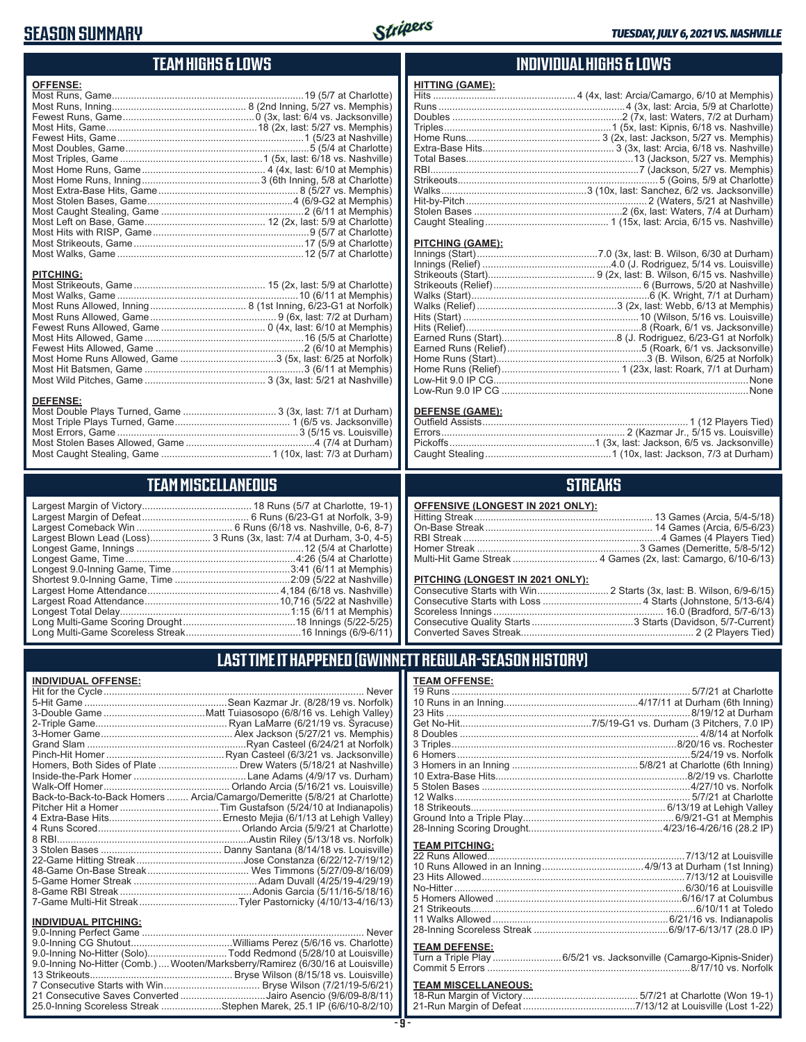# SEASON SUMMARY

*TUESDAY, JULY 6, 2021 VS. NASHVILLE*

## TEAM HIGHS & LOWS

**OFFENSE:**

| | |
|---|---|
| Most Runs, Game | 19 (5/7 at Charlotte) |
| Most Runs, Inning | 8 (2nd Inning, 5/27 vs. Memphis) |
| Fewest Runs, Game | 0 (3x, last: 6/4 vs. Jacksonville) |
| Most Hits, Game | 18 (2x, last: 5/27 vs. Memphis) |
| Fewest Hits, Game | 1 (5/23 at Nashville) |
| Most Doubles, Game | 5 (5/4 at Charlotte) |
| Most Triples, Game | 1 (5x, last: 6/18 vs. Nashville) |
| Most Home Runs, Game | 4 (4x, last: 6/10 at Memphis) |
| Most Home Runs, Inning | 3 (6th Inning, 5/8 at Charlotte) |
| Most Extra-Base Hits, Game | 8 (5/27 vs. Memphis) |
| Most Stolen Bases, Game | 4 (6/9-G2 at Memphis) |
| Most Caught Stealing, Game | 2 (6/11 at Memphis) |
| Most Left on Base, Game | 12 (2x, last: 5/9 at Charlotte) |
| Most Hits with RISP, Game | 9 (5/7 at Charlotte) |
| Most Strikeouts, Game | 17 (5/9 at Charlotte) |
| Most Walks, Game | 12 (5/7 at Charlotte) |

**PITCHING:**

| | |
|---|---|
| Most Strikeouts, Game | 15 (2x, last: 5/9 at Charlotte) |
| Most Walks, Game | 10 (6/11 at Memphis) |
| Most Runs Allowed, Inning | 8 (1st Inning, 6/23-G1 at Norfolk) |
| Most Runs Allowed, Game | 9 (6x, last: 7/2 at Durham) |
| Fewest Runs Allowed, Game | 0 (4x, last: 6/10 at Memphis) |
| Most Hits Allowed, Game | 16 (5/5 at Charlotte) |
| Fewest Hits Allowed, Game | 2 (6/10 at Memphis) |
| Most Home Runs Allowed, Game | 3 (5x, last: 6/25 at Norfolk) |
| Most Hit Batsmen, Game | 3 (6/11 at Memphis) |
| Most Wild Pitches, Game | 3 (3x, last: 5/21 at Nashville) |

**DEFENSE:**

| | |
|---|---|
| Most Double Plays Turned, Game | 3 (3x, last: 7/1 at Durham) |
| Most Triple Plays Turned, Game | 1 (6/5 vs. Jacksonville) |
| Most Errors, Game | 3 (5/15 vs. Louisville) |
| Most Stolen Bases Allowed, Game | 4 (7/4 at Durham) |
| Most Caught Stealing, Game | 1 (10x, last: 7/3 at Durham) |

## INDIVIDUAL HIGHS & LOWS

**HITTING (GAME):**

| | |
|---|---|
| Hits | 4 (4x, last: Arcia/Camargo, 6/10 at Memphis) |
| Runs | 4 (3x, last: Arcia, 5/9 at Charlotte) |
| Doubles | 2 (7x, last: Waters, 7/2 at Durham) |
| Triples | 1 (5x, last: Kipnis, 6/18 vs. Nashville) |
| Home Runs | 3 (2x, last: Jackson, 5/27 vs. Memphis) |
| Extra-Base Hits | 3 (3x, last: Arcia, 6/18 vs. Nashville) |
| Total Bases | 13 (Jackson, 5/27 vs. Memphis) |
| RBI | 7 (Jackson, 5/27 vs. Memphis) |
| Strikeouts | 5 (Goins, 5/9 at Charlotte) |
| Walks | 3 (10x, last: Sanchez, 6/2 vs. Jacksonville) |
| Hit-by-Pitch | 2 (Waters, 5/21 at Nashville) |
| Stolen Bases | 2 (6x, last: Waters, 7/4 at Durham) |
| Caught Stealing | 1 (15x, last: Arcia, 6/15 vs. Nashville) |

**PITCHING (GAME):**

| | |
|---|---|
| Innings (Start) | 7.0 (3x, last: B. Wilson, 6/30 at Durham) |
| Innings (Relief) | 4.0 (J. Rodriguez, 5/14 vs. Louisville) |
| Strikeouts (Start) | 9 (2x, last: B. Wilson, 6/15 vs. Nashville) |
| Strikeouts (Relief) | 6 (Burrows, 5/20 at Nashville) |
| Walks (Start) | 6 (K. Wright, 7/1 at Durham) |
| Walks (Relief) | 3 (2x, last: Webb, 6/13 at Memphis) |
| Hits (Start) | 10 (Wilson, 5/16 vs. Louisville) |
| Hits (Relief) | 8 (Roark, 6/1 vs. Jacksonville) |
| Earned Runs (Start) | 8 (J. Rodriguez, 6/23-G1 at Norfolk) |
| Earned Runs (Relief) | 5 (Roark, 6/1 vs. Jacksonville) |
| Home Runs (Start) | 3 (B. Wilson, 6/25 at Norfolk) |
| Home Runs (Relief) | 1 (23x, last: Roark, 7/1 at Durham) |
| Low-Hit 9.0 IP CG | None |
| Low-Run 9.0 IP CG | None |

**DEFENSE (GAME):**

| | |
|---|---|
| Outfield Assists | 1 (12 Players Tied) |
| Errors | 2 (Kazmar Jr., 5/15 vs. Louisville) |
| Pickoffs | 1 (3x, last: Jackson, 6/5 vs. Jacksonville) |
| Caught Stealing | 1 (10x, last: Jackson, 7/3 at Durham) |

## TEAM MISCELLANEOUS

| | |
|---|---|
| Largest Margin of Victory | 18 Runs (5/7 at Charlotte, 19-1) |
| Largest Margin of Defeat | 6 Runs (6/23-G1 at Norfolk, 3-9) |
| Largest Comeback Win | 6 Runs (6/18 vs. Nashville, 0-6, 8-7) |
| Largest Blown Lead (Loss) | 3 Runs (3x, last: 7/4 at Durham, 3-0, 4-5) |
| Longest Game, Innings | 12 (5/4 at Charlotte) |
| Longest Game, Time | 4:26 (5/4 at Charlotte) |
| Longest 9.0-Inning Game, Time | 3:41 (6/11 at Memphis) |
| Shortest 9.0-Inning Game, Time | 2:09 (5/22 at Nashville) |
| Largest Home Attendance | 4,184 (6/18 vs. Nashville) |
| Largest Road Attendance | 10,716 (5/22 at Nashville) |
| Longest Total Delay | 1:15 (6/11 at Memphis) |
| Long Multi-Game Scoring Drought | 18 Innings (5/22-5/25) |
| Long Multi-Game Scoreless Streak | 16 Innings (6/9-6/11) |

## STREAKS

**OFFENSIVE (LONGEST IN 2021 ONLY):**

| | |
|---|---|
| Hitting Streak | 13 Games (Arcia, 5/4-5/18) |
| On-Base Streak | 14 Games (Arcia, 6/5-6/23) |
| RBI Streak | 4 Games (4 Players Tied) |
| Homer Streak | 3 Games (Demeritte, 5/8-5/12) |
| Multi-Hit Game Streak | 4 Games (2x, last: Camargo, 6/10-6/13) |

**PITCHING (LONGEST IN 2021 ONLY):**

| | |
|---|---|
| Consecutive Starts with Win | 2 Starts (3x, last: B. Wilson, 6/9-6/15) |
| Consecutive Starts with Loss | 4 Starts (Johnstone, 5/13-6/4) |
| Scoreless Innings | 16.0 (Bradford, 5/7-6/13) |
| Consecutive Quality Starts | 3 Starts (Davidson, 5/7-Current) |
| Converted Saves Streak | 2 (2 Players Tied) |

## LAST TIME IT HAPPENED (GWINNETT REGULAR-SEASON HISTORY)

**INDIVIDUAL OFFENSE:**

| | |
|---|---|
| Hit for the Cycle | Never |
| 5-Hit Game | Sean Kazmar Jr. (8/28/19 vs. Norfolk) |
| 3-Double Game | Matt Tuiasosopo (6/8/16 vs. Lehigh Valley) |
| 2-Triple Game | Ryan LaMarre (6/21/19 vs. Syracuse) |
| 3-Homer Game | Alex Jackson (5/27/21 vs. Memphis) |
| Grand Slam | Ryan Casteel (6/24/21 at Norfolk) |
| Pinch-Hit Homer | Ryan Casteel (6/3/21 vs. Jacksonville) |
| Homers, Both Sides of Plate | Drew Waters (5/18/21 at Nashville) |
| Inside-the-Park Homer | Lane Adams (4/9/17 vs. Durham) |
| Walk-Off Homer | Orlando Arcia (5/16/21 vs. Louisville) |
| Back-to-Back-to-Back Homers | Arcia/Camargo/Demeritte (5/8/21 at Charlotte) |
| Pitcher Hit a Homer | Tim Gustafson (5/24/10 at Indianapolis) |
| 4 Extra-Base Hits | Ernesto Mejia (6/1/13 at Lehigh Valley) |
| 4 Runs Scored | Orlando Arcia (5/9/21 at Charlotte) |
| 8 RBI | Austin Riley (5/13/18 vs. Norfolk) |
| 3 Stolen Bases | Danny Santana (8/14/18 vs. Louisville) |
| 22-Game Hitting Streak | Jose Constanza (6/22/12-7/19/12) |
| 48-Game On-Base Streak | Wes Timmons (5/27/09-8/16/09) |
| 5-Game Homer Streak | Adam Duvall (4/25/19-4/29/19) |
| 8-Game RBI Streak | Adonis Garcia (5/11/16-5/18/16) |
| 7-Game Multi-Hit Streak | Tyler Pastornicky (4/10/13-4/16/13) |

**INDIVIDUAL PITCHING:**

| | |
|---|---|
| 9.0-Inning Perfect Game | Never |
| 9.0-Inning CG Shutout | Williams Perez (5/6/16 vs. Charlotte) |
| 9.0-Inning No-Hitter (Solo) | Todd Redmond (5/28/10 at Louisville) |
| 9.0-Inning No-Hitter (Comb.) | Wooten/Marksberry/Ramirez (6/30/16 at Louisville) |
| 13 Strikeouts | Bryse Wilson (8/15/18 vs. Louisville) |
| 7 Consecutive Starts with Win | Bryse Wilson (7/21/19-5/6/21) |
| 21 Consecutive Saves Converted | Jairo Asencio (9/6/09-8/8/11) |
| 25.0-Inning Scoreless Streak | Stephen Marek, 25.1 IP (6/6/10-8/2/10) |

**TEAM OFFENSE:**

| | |
|---|---|
| 19 Runs | 5/7/21 at Charlotte |
| 10 Runs in an Inning | 4/17/11 at Durham (6th Inning) |
| 23 Hits | 8/19/12 at Durham |
| Get No-Hit | 7/5/19-G1 vs. Durham (3 Pitchers, 7.0 IP) |
| 8 Doubles | 4/8/14 at Norfolk |
| 3 Triples | 8/20/16 vs. Rochester |
| 6 Homers | 5/24/19 vs. Norfolk |
| 3 Homers in an Inning | 5/8/21 at Charlotte (6th Inning) |
| 10 Extra-Base Hits | 8/2/19 vs. Charlotte |
| 5 Stolen Bases | 4/27/10 vs. Norfolk |
| 12 Walks | 5/7/21 at Charlotte |
| 18 Strikeouts | 6/13/19 at Lehigh Valley |
| Ground Into a Triple Play | 6/9/21-G1 at Memphis |
| 28-Inning Scoring Drought | 4/23/16-4/26/16 (28.2 IP) |

**TEAM PITCHING:**

| | |
|---|---|
| 22 Runs Allowed | 7/13/12 at Louisville |
| 10 Runs Allowed in an Inning | 4/9/13 at Durham (1st Inning) |
| 23 Hits Allowed | 7/13/12 at Louisville |
| No-Hitter | 6/30/16 at Louisville |
| 5 Homers Allowed | 6/16/17 at Columbus |
| 21 Strikeouts | 6/10/11 at Toledo |
| 11 Walks Allowed | 6/21/16 vs. Indianapolis |
| 28-Inning Scoreless Streak | 6/9/17-6/13/17 (28.0 IP) |

**TEAM DEFENSE:**

| | |
|---|---|
| Turn a Triple Play | 6/5/21 vs. Jacksonville (Camargo-Kipnis-Snider) |
| Commit 5 Errors | 8/17/10 vs. Norfolk |

**TEAM MISCELLANEOUS:**

| | |
|---|---|
| 18-Run Margin of Victory | 5/7/21 at Charlotte (Won 19-1) |
| 21-Run Margin of Defeat | 7/13/12 at Louisville (Lost 1-22) |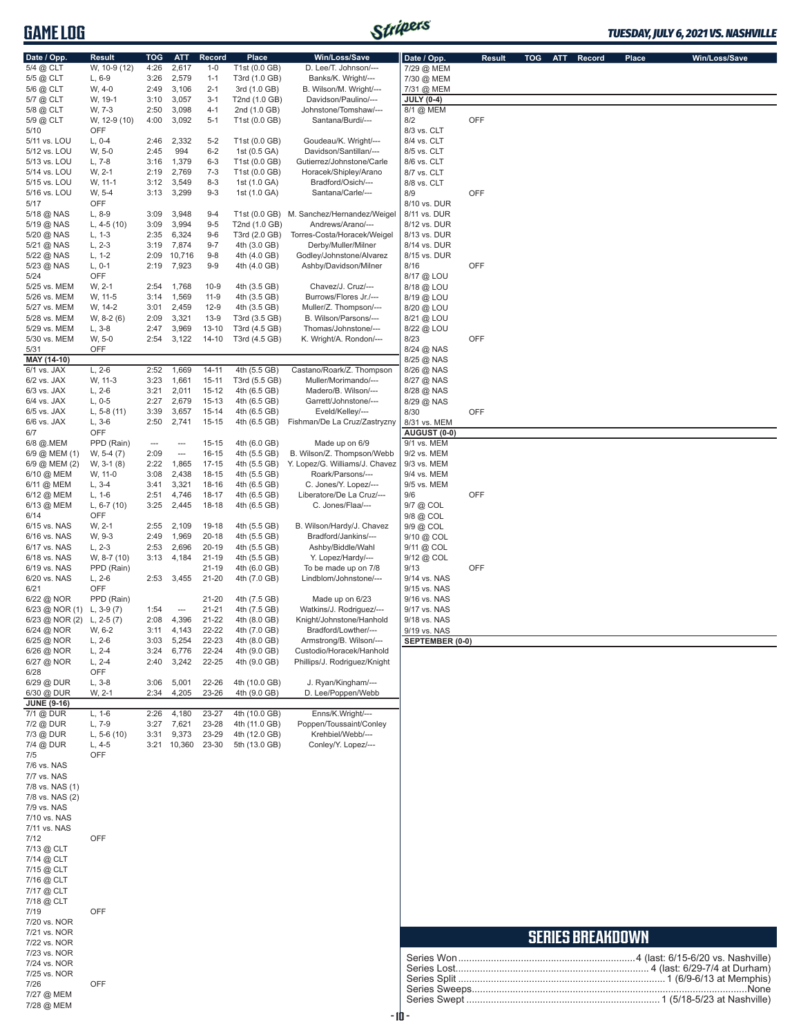# GAME LOG

***TUESDAY, JULY 6, 2021 VS. NASHVILLE***

| Date / Opp. | Result | TOG | ATT | Record | Place | Win/Loss/Save |
|---|---|---|---|---|---|---|
| 5/4 @ CLT | W, 10-9 (12) | 4:26 | 2,617 | 1-0 | T1st (0.0 GB) | D. Lee/T. Johnson/--- |
| 5/5 @ CLT | L, 6-9 | 3:26 | 2,579 | 1-1 | T3rd (1.0 GB) | Banks/K. Wright/--- |
| 5/6 @ CLT | W, 4-0 | 2:49 | 3,106 | 2-1 | 3rd (1.0 GB) | B. Wilson/M. Wright/--- |
| 5/7 @ CLT | W, 19-1 | 3:10 | 3,057 | 3-1 | T2nd (1.0 GB) | Davidson/Paulino/--- |
| 5/8 @ CLT | W, 7-3 | 2:50 | 3,098 | 4-1 | 2nd (1.0 GB) | Johnstone/Tomshaw/--- |
| 5/9 @ CLT | W, 12-9 (10) | 4:00 | 3,092 | 5-1 | T1st (0.0 GB) | Santana/Burdi/--- |
| 5/10 | OFF | | | | | |
| 5/11 vs. LOU | L, 0-4 | 2:46 | 2,332 | 5-2 | T1st (0.0 GB) | Goudeau/K. Wright/--- |
| 5/12 vs. LOU | W, 5-0 | 2:45 | 994 | 6-2 | 1st (0.5 GA) | Davidson/Santillan/--- |
| 5/13 vs. LOU | L, 7-8 | 3:16 | 1,379 | 6-3 | T1st (0.0 GB) | Gutierrez/Johnstone/Carle |
| 5/14 vs. LOU | W, 2-1 | 2:19 | 2,769 | 7-3 | T1st (0.0 GB) | Horacek/Shipley/Arano |
| 5/15 vs. LOU | W, 11-1 | 3:12 | 3,549 | 8-3 | 1st (1.0 GA) | Bradford/Osich/--- |
| 5/16 vs. LOU | W, 5-4 | 3:13 | 3,299 | 9-3 | 1st (1.0 GA) | Santana/Carle/--- |
| 5/17 | OFF | | | | | |
| 5/18 @ NAS | L, 8-9 | 3:09 | 3,948 | 9-4 | T1st (0.0 GB) | M. Sanchez/Hernandez/Weigel |
| 5/19 @ NAS | L, 4-5 (10) | 3:09 | 3,994 | 9-5 | T2nd (1.0 GB) | Andrews/Arano/--- |
| 5/20 @ NAS | L, 1-3 | 2:35 | 6,324 | 9-6 | T3rd (2.0 GB) | Torres-Costa/Horacek/Weigel |
| 5/21 @ NAS | L, 2-3 | 3:19 | 7,874 | 9-7 | 4th (3.0 GB) | Derby/Muller/Milner |
| 5/22 @ NAS | L, 1-2 | 2:09 | 10,716 | 9-8 | 4th (4.0 GB) | Godley/Johnstone/Alvarez |
| 5/23 @ NAS | L, 0-1 | 2:19 | 7,923 | 9-9 | 4th (4.0 GB) | Ashby/Davidson/Milner |
| 5/24 | OFF | | | | | |
| 5/25 vs. MEM | W, 2-1 | 2:54 | 1,768 | 10-9 | 4th (3.5 GB) | Chavez/J. Cruz/--- |
| 5/26 vs. MEM | W, 11-5 | 3:14 | 1,569 | 11-9 | 4th (3.5 GB) | Burrows/Flores Jr./--- |
| 5/27 vs. MEM | W, 14-2 | 3:01 | 2,459 | 12-9 | 4th (3.5 GB) | Muller/Z. Thompson/--- |
| 5/28 vs. MEM | W, 8-2 (6) | 2:09 | 3,321 | 13-9 | T3rd (3.5 GB) | B. Wilson/Parsons/--- |
| 5/29 vs. MEM | L, 3-8 | 2:47 | 3,969 | 13-10 | T3rd (4.5 GB) | Thomas/Johnstone/--- |
| 5/30 vs. MEM | W, 5-0 | 2:54 | 3,122 | 14-10 | T3rd (4.5 GB) | K. Wright/A. Rondon/--- |
| 5/31 | OFF | | | | | |
| **MAY (14-10)** | | | | | | |
| 6/1 vs. JAX | L, 2-6 | 2:52 | 1,669 | 14-11 | 4th (5.5 GB) | Castano/Roark/Z. Thompson |
| 6/2 vs. JAX | W, 11-3 | 3:23 | 1,661 | 15-11 | T3rd (5.5 GB) | Muller/Morimando/--- |
| 6/3 vs. JAX | L, 2-6 | 3:21 | 2,011 | 15-12 | 4th (6.5 GB) | Madero/B. Wilson/--- |
| 6/4 vs. JAX | L, 0-5 | 2:27 | 2,679 | 15-13 | 4th (6.5 GB) | Garrett/Johnstone/--- |
| 6/5 vs. JAX | L, 5-8 (11) | 3:39 | 3,657 | 15-14 | 4th (6.5 GB) | Eveld/Kelley/--- |
| 6/6 vs. JAX | L, 3-6 | 2:50 | 2,741 | 15-15 | 4th (6.5 GB) | Fishman/De La Cruz/Zastryzny |
| 6/7 | OFF | | | | | |
| 6/8 @ MEM | PPD (Rain) | --- | --- | 15-15 | 4th (6.0 GB) | Made up on 6/9 |
| 6/9 @ MEM (1) | W, 5-4 (7) | 2:09 | --- | 16-15 | 4th (5.5 GB) | B. Wilson/Z. Thompson/Webb |
| 6/9 @ MEM (2) | W, 3-1 (8) | 2:22 | 1,865 | 17-15 | 4th (5.5 GB) | Y. Lopez/G. Williams/J. Chavez |
| 6/10 @ MEM | W, 11-0 | 3:08 | 2,438 | 18-15 | 4th (5.5 GB) | Roark/Parsons/--- |
| 6/11 @ MEM | L, 3-4 | 3:41 | 3,321 | 18-16 | 4th (6.5 GB) | C. Jones/Y. Lopez/--- |
| 6/12 @ MEM | L, 1-6 | 2:51 | 4,746 | 18-17 | 4th (6.5 GB) | Liberatore/De La Cruz/--- |
| 6/13 @ MEM | L, 6-7 (10) | 3:25 | 2,445 | 18-18 | 4th (6.5 GB) | C. Jones/Flaa/--- |
| 6/14 | OFF | | | | | |
| 6/15 vs. NAS | W, 2-1 | 2:55 | 2,109 | 19-18 | 4th (5.5 GB) | B. Wilson/Hardy/J. Chavez |
| 6/16 vs. NAS | W, 9-3 | 2:49 | 1,969 | 20-18 | 4th (5.5 GB) | Bradford/Jankins/--- |
| 6/17 vs. NAS | L, 2-3 | 2:53 | 2,696 | 20-19 | 4th (5.5 GB) | Ashby/Biddle/Wahl |
| 6/18 vs. NAS | W, 8-7 (10) | 3:13 | 4,184 | 21-19 | 4th (5.5 GB) | Y. Lopez/Hardy/--- |
| 6/19 vs. NAS | PPD (Rain) | | | 21-19 | 4th (6.0 GB) | To be made up on 7/8 |
| 6/20 vs. NAS | L, 2-6 | 2:53 | 3,455 | 21-20 | 4th (7.0 GB) | Lindblom/Johnstone/--- |
| 6/21 | OFF | | | | | |
| 6/22 @ NOR | PPD (Rain) | | | 21-20 | 4th (7.5 GB) | Made up on 6/23 |
| 6/23 @ NOR (1) | L, 3-9 (7) | 1:54 | --- | 21-21 | 4th (7.5 GB) | Watkins/J. Rodriguez/--- |
| 6/23 @ NOR (2) | L, 2-5 (7) | 2:08 | 4,396 | 21-22 | 4th (8.0 GB) | Knight/Johnstone/Hanhold |
| 6/24 @ NOR | W, 6-2 | 3:11 | 4,143 | 22-22 | 4th (7.0 GB) | Bradford/Lowther/--- |
| 6/25 @ NOR | L, 2-6 | 3:03 | 5,254 | 22-23 | 4th (8.0 GB) | Armstrong/B. Wilson/--- |
| 6/26 @ NOR | L, 2-4 | 3:24 | 6,776 | 22-24 | 4th (9.0 GB) | Custodio/Horacek/Hanhold |
| 6/27 @ NOR | L, 2-4 | 2:40 | 3,242 | 22-25 | 4th (9.0 GB) | Phillips/J. Rodriguez/Knight |
| 6/28 | OFF | | | | | |
| 6/29 @ DUR | L, 3-8 | 3:06 | 5,001 | 22-26 | 4th (10.0 GB) | J. Ryan/Kingham/--- |
| 6/30 @ DUR | W, 2-1 | 2:34 | 4,205 | 23-26 | 4th (9.0 GB) | D. Lee/Poppen/Webb |
| **JUNE (9-16)** | | | | | | |
| 7/1 @ DUR | L, 1-6 | 2:26 | 4,180 | 23-27 | 4th (10.0 GB) | Enns/K.Wright/--- |
| 7/2 @ DUR | L, 7-9 | 3:27 | 7,621 | 23-28 | 4th (11.0 GB) | Poppen/Toussaint/Conley |
| 7/3 @ DUR | L, 5-6 (10) | 3:31 | 9,373 | 23-29 | 4th (12.0 GB) | Krehbiel/Webb/--- |
| 7/4 @ DUR | L, 4-5 | 3:21 | 10,360 | 23-30 | 5th (13.0 GB) | Conley/Y. Lopez/--- |
| 7/5 | OFF | | | | | |
| 7/6 vs. NAS | | | | | | |
| 7/7 vs. NAS | | | | | | |
| 7/8 vs. NAS (1) | | | | | | |
| 7/8 vs. NAS (2) | | | | | | |
| 7/9 vs. NAS | | | | | | |
| 7/10 vs. NAS | | | | | | |
| 7/11 vs. NAS | | | | | | |
| 7/12 | OFF | | | | | |
| 7/13 @ CLT | | | | | | |
| 7/14 @ CLT | | | | | | |
| 7/15 @ CLT | | | | | | |
| 7/16 @ CLT | | | | | | |
| 7/17 @ CLT | | | | | | |
| 7/18 @ CLT | | | | | | |
| 7/19 | OFF | | | | | |
| 7/20 vs. NOR | | | | | | |
| 7/21 vs. NOR | | | | | | |
| 7/22 vs. NOR | | | | | | |
| 7/23 vs. NOR | | | | | | |
| 7/24 vs. NOR | | | | | | |
| 7/25 vs. NOR | | | | | | |
| 7/26 | OFF | | | | | |
| 7/27 @ MEM | | | | | | |
| 7/28 @ MEM | | | | | | |
| 7/29 @ MEM | | | | | | |
| 7/30 @ MEM | | | | | | |
| 7/31 @ MEM | | | | | | |
| **JULY (0-4)** | | | | | | |
| 8/1 @ MEM | | | | | | |
| 8/2 | OFF | | | | | |
| 8/3 vs. CLT | | | | | | |
| 8/4 vs. CLT | | | | | | |
| 8/5 vs. CLT | | | | | | |
| 8/6 vs. CLT | | | | | | |
| 8/7 vs. CLT | | | | | | |
| 8/8 vs. CLT | | | | | | |
| 8/9 | OFF | | | | | |
| 8/10 vs. DUR | | | | | | |
| 8/11 vs. DUR | | | | | | |
| 8/12 vs. DUR | | | | | | |
| 8/13 vs. DUR | | | | | | |
| 8/14 vs. DUR | | | | | | |
| 8/15 vs. DUR | | | | | | |
| 8/16 | OFF | | | | | |
| 8/17 @ LOU | | | | | | |
| 8/18 @ LOU | | | | | | |
| 8/19 @ LOU | | | | | | |
| 8/20 @ LOU | | | | | | |
| 8/21 @ LOU | | | | | | |
| 8/22 @ LOU | | | | | | |
| 8/23 | OFF | | | | | |
| 8/24 @ NAS | | | | | | |
| 8/25 @ NAS | | | | | | |
| 8/26 @ NAS | | | | | | |
| 8/27 @ NAS | | | | | | |
| 8/28 @ NAS | | | | | | |
| 8/29 @ NAS | | | | | | |
| 8/30 | OFF | | | | | |
| 8/31 vs. MEM | | | | | | |
| **AUGUST (0-0)** | | | | | | |
| 9/1 vs. MEM | | | | | | |
| 9/2 vs. MEM | | | | | | |
| 9/3 vs. MEM | | | | | | |
| 9/4 vs. MEM | | | | | | |
| 9/5 vs. MEM | | | | | | |
| 9/6 | OFF | | | | | |
| 9/7 @ COL | | | | | | |
| 9/8 @ COL | | | | | | |
| 9/9 @ COL | | | | | | |
| 9/10 @ COL | | | | | | |
| 9/11 @ COL | | | | | | |
| 9/12 @ COL | | | | | | |
| 9/13 | OFF | | | | | |
| 9/14 vs. NAS | | | | | | |
| 9/15 vs. NAS | | | | | | |
| 9/16 vs. NAS | | | | | | |
| 9/17 vs. NAS | | | | | | |
| 9/18 vs. NAS | | | | | | |
| 9/19 vs. NAS | | | | | | |
| **SEPTEMBER (0-0)** | | | | | | |

## SERIES BREAKDOWN

Series Won....................4 (last: 6/15-6/20 vs. Nashville)
Series Lost....................4 (last: 6/29-7/4 at Durham)
Series Split....................1 (6/9-6/13 at Memphis)
Series Sweeps....................None
Series Swept....................1 (5/18-5/23 at Nashville)